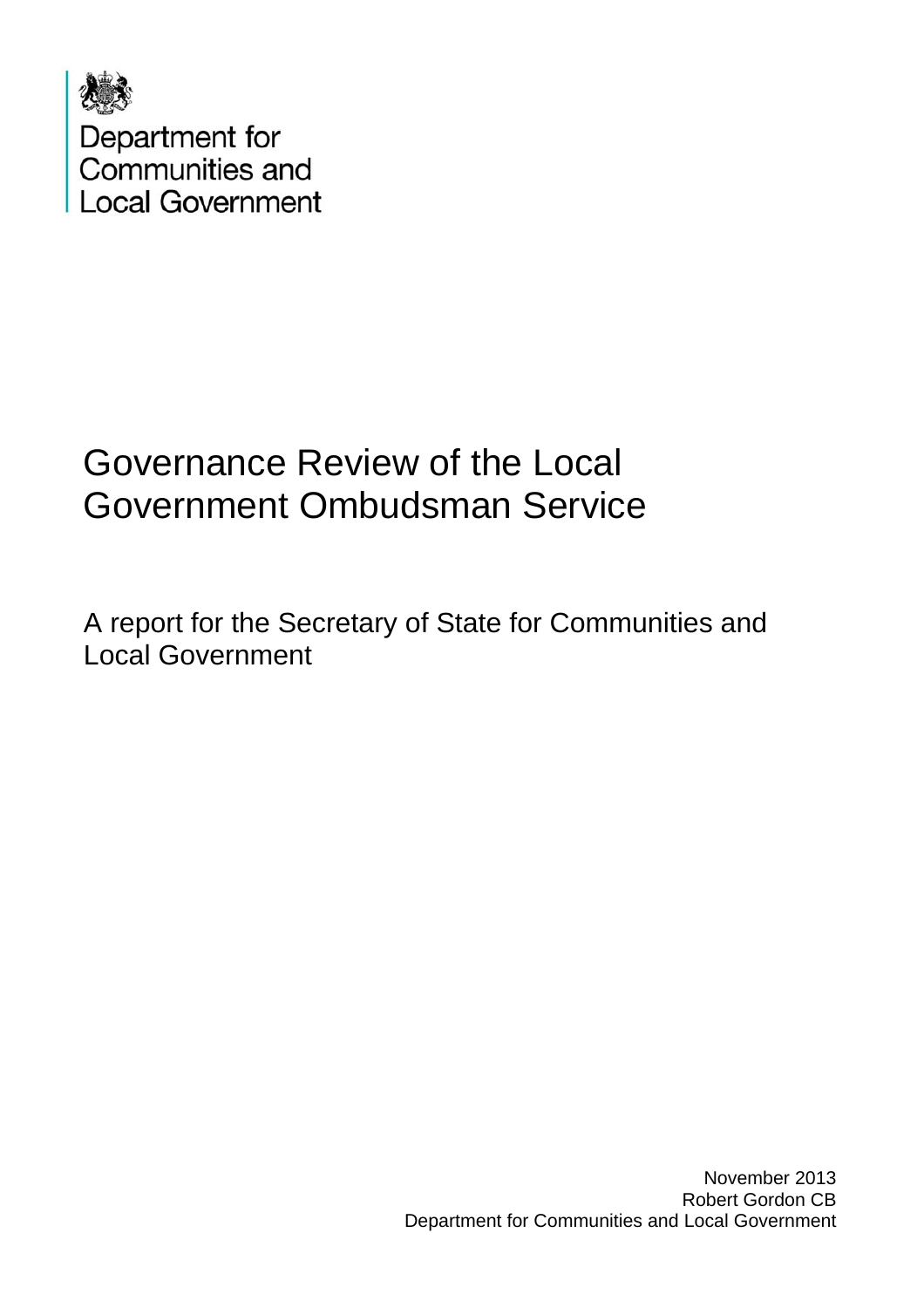Department for Communities and Local Government

# Governance Review of the Local Government Ombudsman Service

A report for the Secretary of State for Communities and Local Government

November 2013
Robert Gordon CB
Department for Communities and Local Government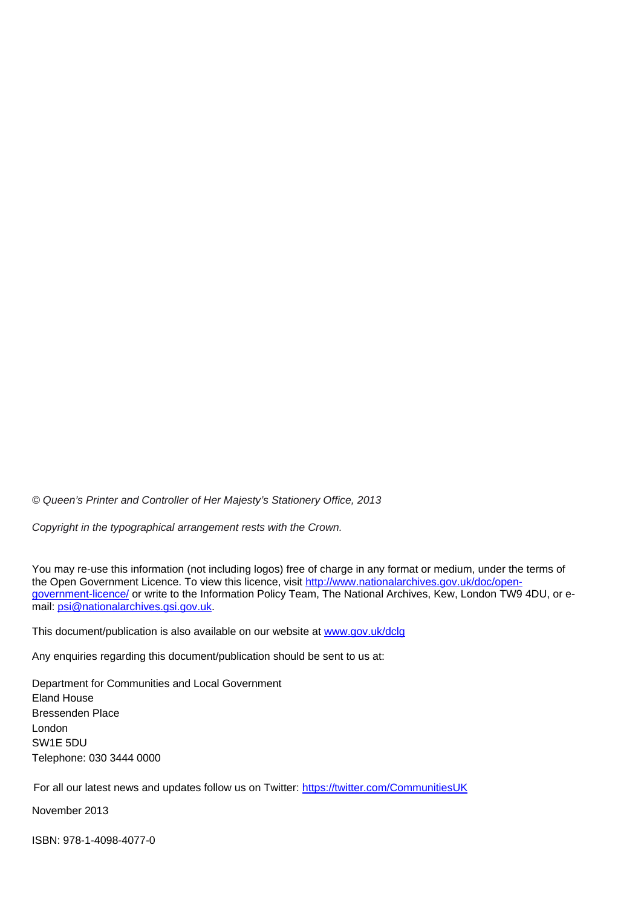*© Queen's Printer and Controller of Her Majesty's Stationery Office, 2013*

*Copyright in the typographical arrangement rests with the Crown.*

You may re-use this information (not including logos) free of charge in any format or medium, under the terms of the Open Government Licence. To view this licence, visit http://www.nationalarchives.gov.uk/doc/open-government-licence/ or write to the Information Policy Team, The National Archives, Kew, London TW9 4DU, or e-mail: psi@nationalarchives.gsi.gov.uk.

This document/publication is also available on our website at www.gov.uk/dclg

Any enquiries regarding this document/publication should be sent to us at:

Department for Communities and Local Government  
Eland House  
Bressenden Place  
London  
SW1E 5DU  
Telephone: 030 3444 0000

For all our latest news and updates follow us on Twitter: https://twitter.com/CommunitiesUK

November 2013

ISBN: 978-1-4098-4077-0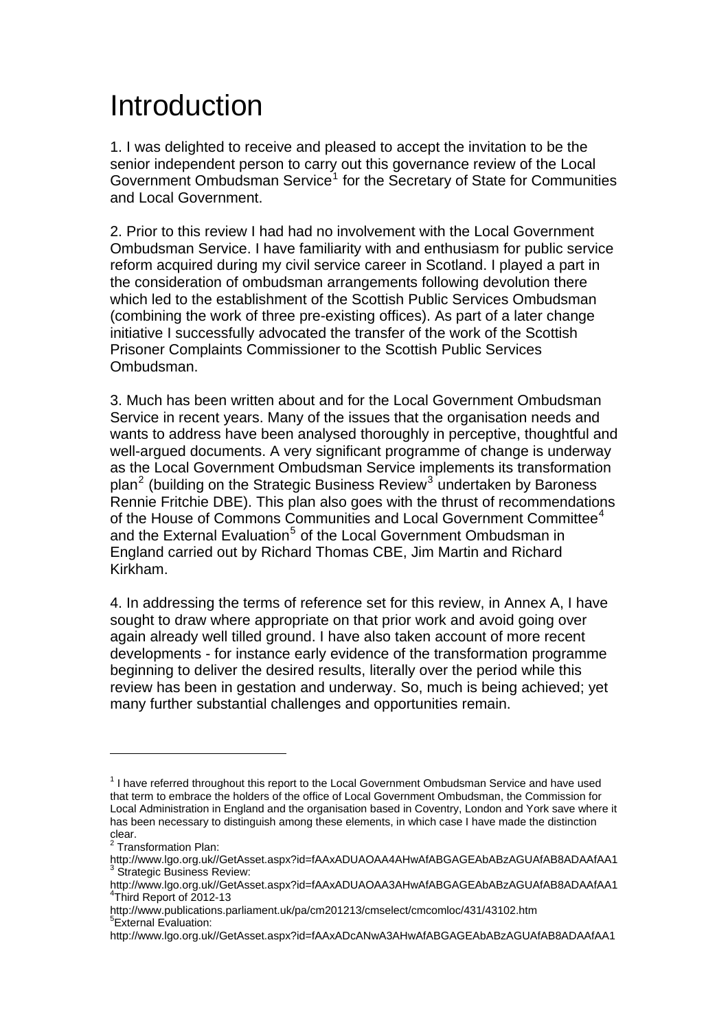# Introduction

1. I was delighted to receive and pleased to accept the invitation to be the senior independent person to carry out this governance review of the Local Government Ombudsman Service[1] for the Secretary of State for Communities and Local Government.

2. Prior to this review I had had no involvement with the Local Government Ombudsman Service. I have familiarity with and enthusiasm for public service reform acquired during my civil service career in Scotland. I played a part in the consideration of ombudsman arrangements following devolution there which led to the establishment of the Scottish Public Services Ombudsman (combining the work of three pre-existing offices). As part of a later change initiative I successfully advocated the transfer of the work of the Scottish Prisoner Complaints Commissioner to the Scottish Public Services Ombudsman.

3. Much has been written about and for the Local Government Ombudsman Service in recent years. Many of the issues that the organisation needs and wants to address have been analysed thoroughly in perceptive, thoughtful and well-argued documents. A very significant programme of change is underway as the Local Government Ombudsman Service implements its transformation plan[2] (building on the Strategic Business Review[3] undertaken by Baroness Rennie Fritchie DBE). This plan also goes with the thrust of recommendations of the House of Commons Communities and Local Government Committee[4] and the External Evaluation[5] of the Local Government Ombudsman in England carried out by Richard Thomas CBE, Jim Martin and Richard Kirkham.

4. In addressing the terms of reference set for this review, in Annex A, I have sought to draw where appropriate on that prior work and avoid going over again already well tilled ground. I have also taken account of more recent developments - for instance early evidence of the transformation programme beginning to deliver the desired results, literally over the period while this review has been in gestation and underway. So, much is being achieved; yet many further substantial challenges and opportunities remain.

---

[1] I have referred throughout this report to the Local Government Ombudsman Service and have used that term to embrace the holders of the office of Local Government Ombudsman, the Commission for Local Administration in England and the organisation based in Coventry, London and York save where it has been necessary to distinguish among these elements, in which case I have made the distinction clear.

[2] Transformation Plan: http://www.lgo.org.uk//GetAsset.aspx?id=fAAxADUAOAA4AHwAfABGAGEAbABzAGUAfAB8ADAAfAA1

[3] Strategic Business Review: http://www.lgo.org.uk//GetAsset.aspx?id=fAAxADUAOAA3AHwAfABGAGEAbABzAGUAfAB8ADAAfAA1

[4] Third Report of 2012-13 http://www.publications.parliament.uk/pa/cm201213/cmselect/cmcomloc/431/43102.htm

[5] External Evaluation: http://www.lgo.org.uk//GetAsset.aspx?id=fAAxADcANwA3AHwAfABGAGEAbABzAGUAfAB8ADAAfAA1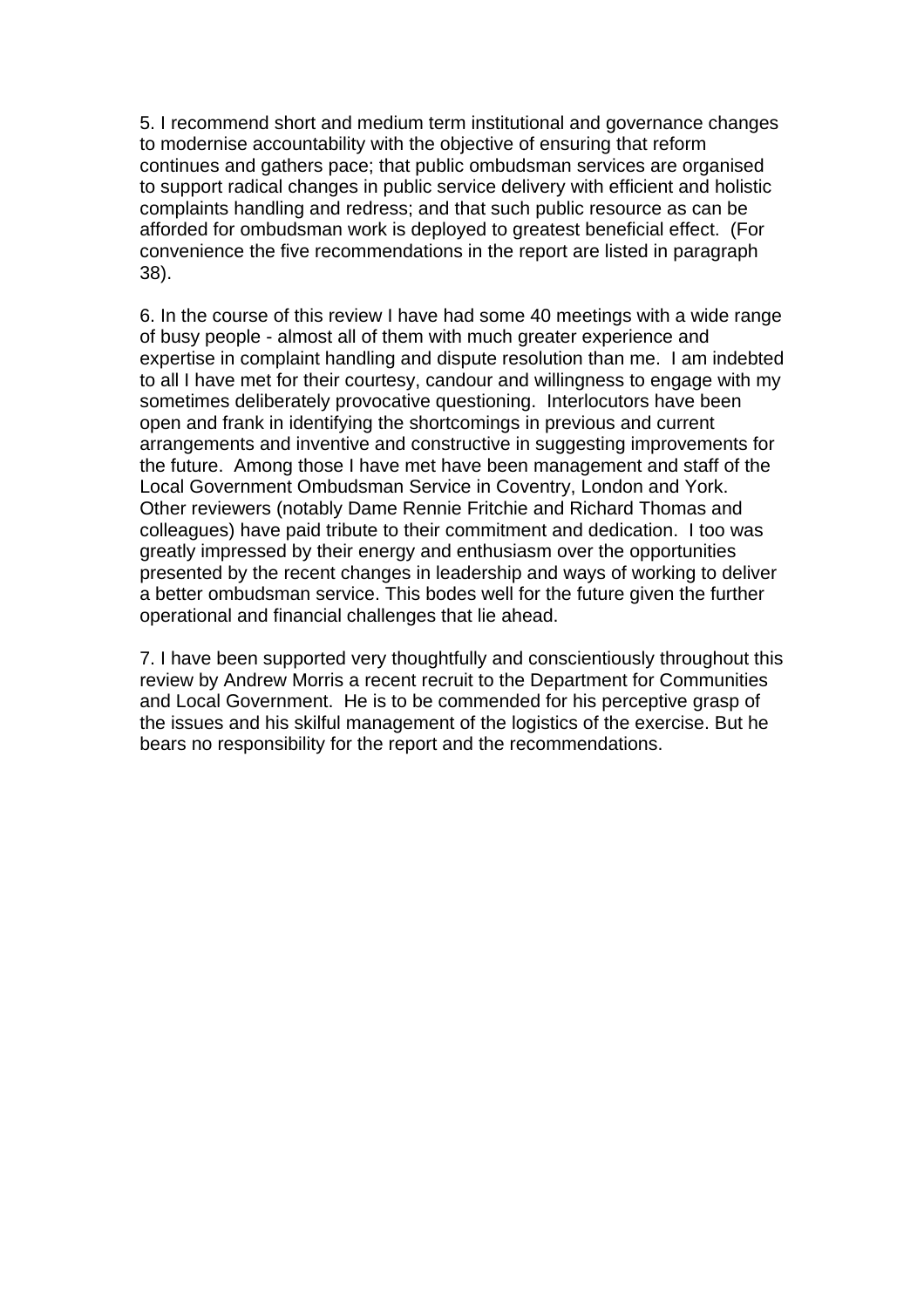5. I recommend short and medium term institutional and governance changes to modernise accountability with the objective of ensuring that reform continues and gathers pace; that public ombudsman services are organised to support radical changes in public service delivery with efficient and holistic complaints handling and redress; and that such public resource as can be afforded for ombudsman work is deployed to greatest beneficial effect. (For convenience the five recommendations in the report are listed in paragraph 38).

6. In the course of this review I have had some 40 meetings with a wide range of busy people - almost all of them with much greater experience and expertise in complaint handling and dispute resolution than me. I am indebted to all I have met for their courtesy, candour and willingness to engage with my sometimes deliberately provocative questioning. Interlocutors have been open and frank in identifying the shortcomings in previous and current arrangements and inventive and constructive in suggesting improvements for the future. Among those I have met have been management and staff of the Local Government Ombudsman Service in Coventry, London and York. Other reviewers (notably Dame Rennie Fritchie and Richard Thomas and colleagues) have paid tribute to their commitment and dedication. I too was greatly impressed by their energy and enthusiasm over the opportunities presented by the recent changes in leadership and ways of working to deliver a better ombudsman service. This bodes well for the future given the further operational and financial challenges that lie ahead.

7. I have been supported very thoughtfully and conscientiously throughout this review by Andrew Morris a recent recruit to the Department for Communities and Local Government. He is to be commended for his perceptive grasp of the issues and his skilful management of the logistics of the exercise. But he bears no responsibility for the report and the recommendations.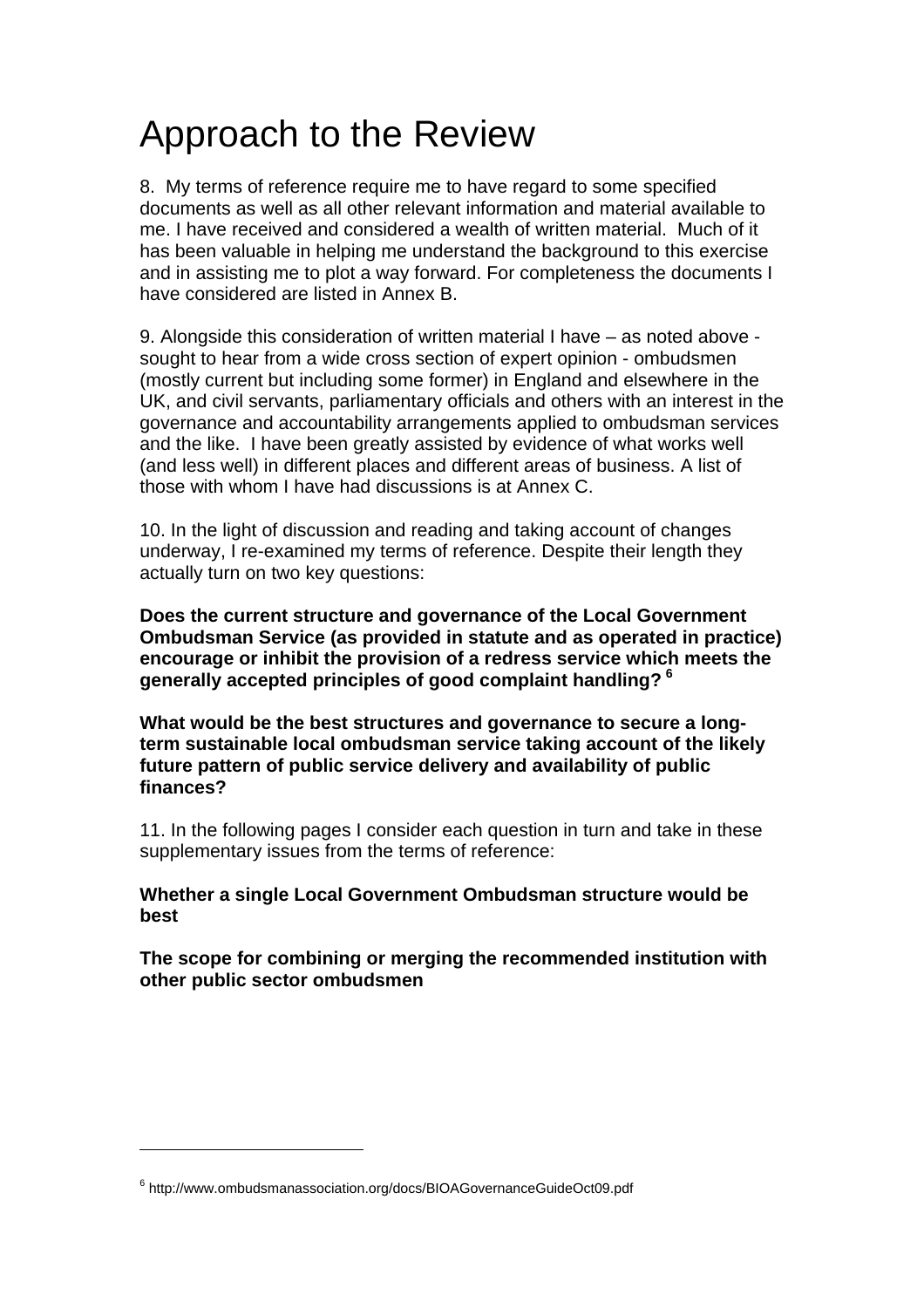# Approach to the Review

8. My terms of reference require me to have regard to some specified documents as well as all other relevant information and material available to me. I have received and considered a wealth of written material. Much of it has been valuable in helping me understand the background to this exercise and in assisting me to plot a way forward. For completeness the documents I have considered are listed in Annex B.

9. Alongside this consideration of written material I have – as noted above - sought to hear from a wide cross section of expert opinion - ombudsmen (mostly current but including some former) in England and elsewhere in the UK, and civil servants, parliamentary officials and others with an interest in the governance and accountability arrangements applied to ombudsman services and the like. I have been greatly assisted by evidence of what works well (and less well) in different places and different areas of business. A list of those with whom I have had discussions is at Annex C.

10. In the light of discussion and reading and taking account of changes underway, I re-examined my terms of reference. Despite their length they actually turn on two key questions:

**Does the current structure and governance of the Local Government Ombudsman Service (as provided in statute and as operated in practice) encourage or inhibit the provision of a redress service which meets the generally accepted principles of good complaint handling? [6]**

**What would be the best structures and governance to secure a long-term sustainable local ombudsman service taking account of the likely future pattern of public service delivery and availability of public finances?**

11. In the following pages I consider each question in turn and take in these supplementary issues from the terms of reference:

**Whether a single Local Government Ombudsman structure would be best**

**The scope for combining or merging the recommended institution with other public sector ombudsmen**

---

[6] http://www.ombudsmanassociation.org/docs/BIOAGovernanceGuideOct09.pdf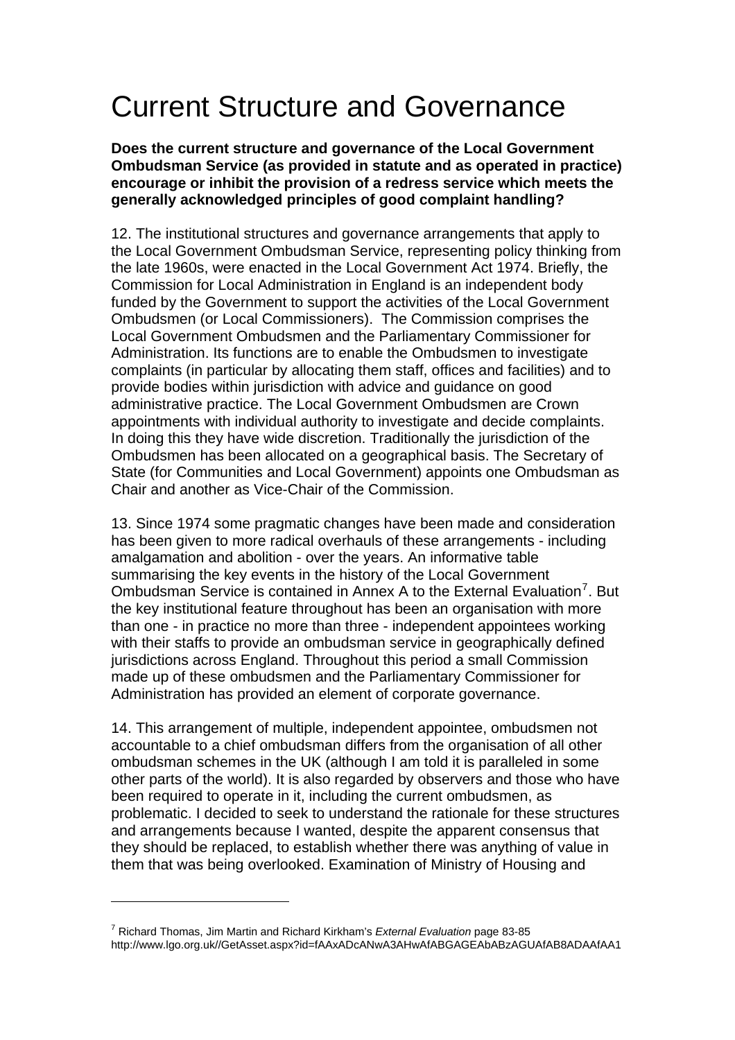# Current Structure and Governance

**Does the current structure and governance of the Local Government Ombudsman Service (as provided in statute and as operated in practice) encourage or inhibit the provision of a redress service which meets the generally acknowledged principles of good complaint handling?**

12. The institutional structures and governance arrangements that apply to the Local Government Ombudsman Service, representing policy thinking from the late 1960s, were enacted in the Local Government Act 1974. Briefly, the Commission for Local Administration in England is an independent body funded by the Government to support the activities of the Local Government Ombudsmen (or Local Commissioners). The Commission comprises the Local Government Ombudsmen and the Parliamentary Commissioner for Administration. Its functions are to enable the Ombudsmen to investigate complaints (in particular by allocating them staff, offices and facilities) and to provide bodies within jurisdiction with advice and guidance on good administrative practice. The Local Government Ombudsmen are Crown appointments with individual authority to investigate and decide complaints. In doing this they have wide discretion. Traditionally the jurisdiction of the Ombudsmen has been allocated on a geographical basis. The Secretary of State (for Communities and Local Government) appoints one Ombudsman as Chair and another as Vice-Chair of the Commission.

13. Since 1974 some pragmatic changes have been made and consideration has been given to more radical overhauls of these arrangements - including amalgamation and abolition - over the years. An informative table summarising the key events in the history of the Local Government Ombudsman Service is contained in Annex A to the External Evaluation[7]. But the key institutional feature throughout has been an organisation with more than one - in practice no more than three - independent appointees working with their staffs to provide an ombudsman service in geographically defined jurisdictions across England. Throughout this period a small Commission made up of these ombudsmen and the Parliamentary Commissioner for Administration has provided an element of corporate governance.

14. This arrangement of multiple, independent appointee, ombudsmen not accountable to a chief ombudsman differs from the organisation of all other ombudsman schemes in the UK (although I am told it is paralleled in some other parts of the world). It is also regarded by observers and those who have been required to operate in it, including the current ombudsmen, as problematic. I decided to seek to understand the rationale for these structures and arrangements because I wanted, despite the apparent consensus that they should be replaced, to establish whether there was anything of value in them that was being overlooked. Examination of Ministry of Housing and

---

[7] Richard Thomas, Jim Martin and Richard Kirkham's *External Evaluation* page 83-85 http://www.lgo.org.uk//GetAsset.aspx?id=fAAxADcANwA3AHwAfABGAGEAbABzAGUAfAB8ADAAfAA1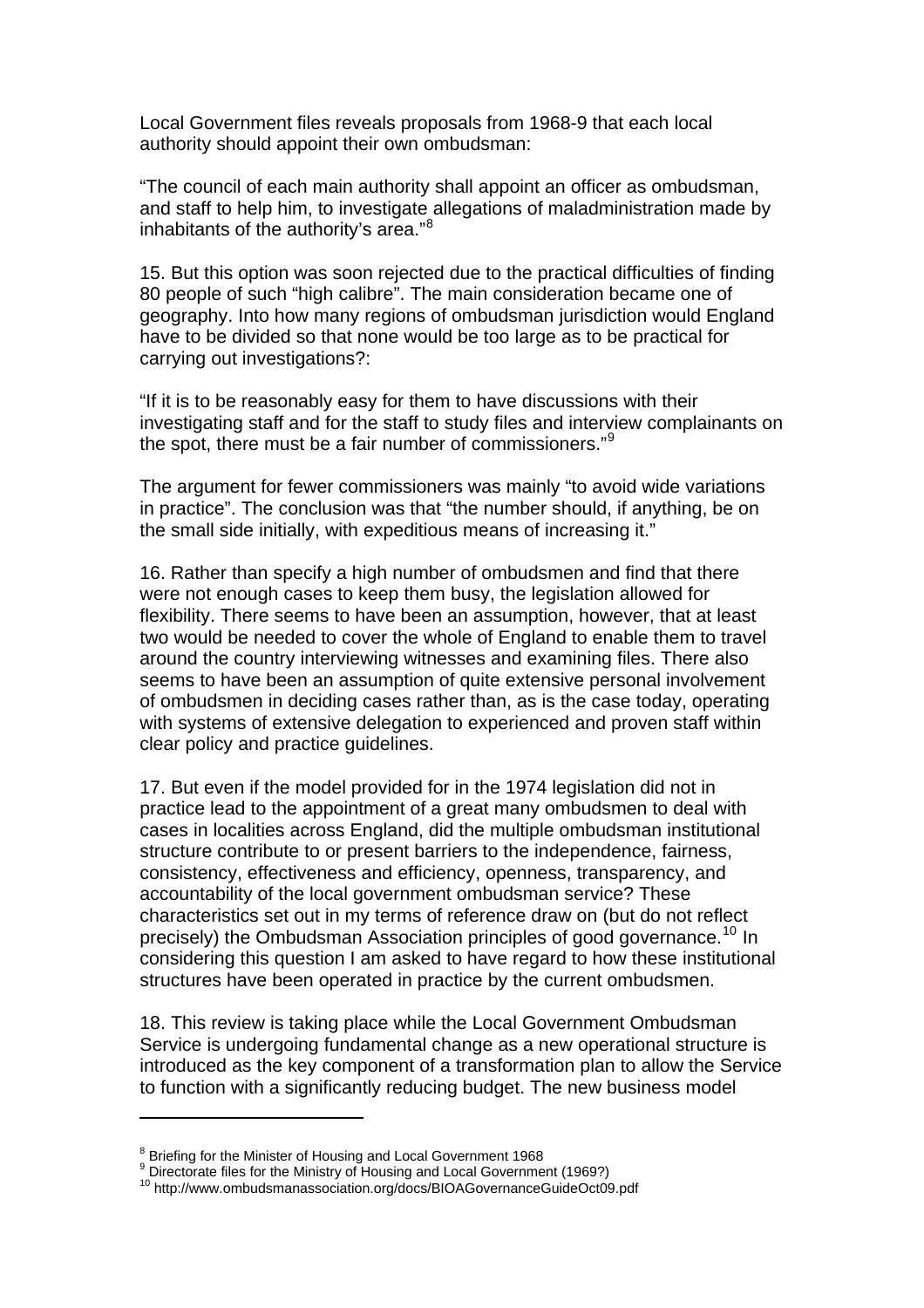Local Government files reveals proposals from 1968-9 that each local authority should appoint their own ombudsman:

"The council of each main authority shall appoint an officer as ombudsman, and staff to help him, to investigate allegations of maladministration made by inhabitants of the authority's area."[8]

15. But this option was soon rejected due to the practical difficulties of finding 80 people of such "high calibre". The main consideration became one of geography. Into how many regions of ombudsman jurisdiction would England have to be divided so that none would be too large as to be practical for carrying out investigations?:

"If it is to be reasonably easy for them to have discussions with their investigating staff and for the staff to study files and interview complainants on the spot, there must be a fair number of commissioners."[9]

The argument for fewer commissioners was mainly "to avoid wide variations in practice". The conclusion was that "the number should, if anything, be on the small side initially, with expeditious means of increasing it."

16. Rather than specify a high number of ombudsmen and find that there were not enough cases to keep them busy, the legislation allowed for flexibility. There seems to have been an assumption, however, that at least two would be needed to cover the whole of England to enable them to travel around the country interviewing witnesses and examining files. There also seems to have been an assumption of quite extensive personal involvement of ombudsmen in deciding cases rather than, as is the case today, operating with systems of extensive delegation to experienced and proven staff within clear policy and practice guidelines.

17. But even if the model provided for in the 1974 legislation did not in practice lead to the appointment of a great many ombudsmen to deal with cases in localities across England, did the multiple ombudsman institutional structure contribute to or present barriers to the independence, fairness, consistency, effectiveness and efficiency, openness, transparency, and accountability of the local government ombudsman service? These characteristics set out in my terms of reference draw on (but do not reflect precisely) the Ombudsman Association principles of good governance.[10] In considering this question I am asked to have regard to how these institutional structures have been operated in practice by the current ombudsmen.

18. This review is taking place while the Local Government Ombudsman Service is undergoing fundamental change as a new operational structure is introduced as the key component of a transformation plan to allow the Service to function with a significantly reducing budget. The new business model

---

[8] Briefing for the Minister of Housing and Local Government 1968

[9] Directorate files for the Ministry of Housing and Local Government (1969?)

[10] http://www.ombudsmanassociation.org/docs/BIOAGovernanceGuideOct09.pdf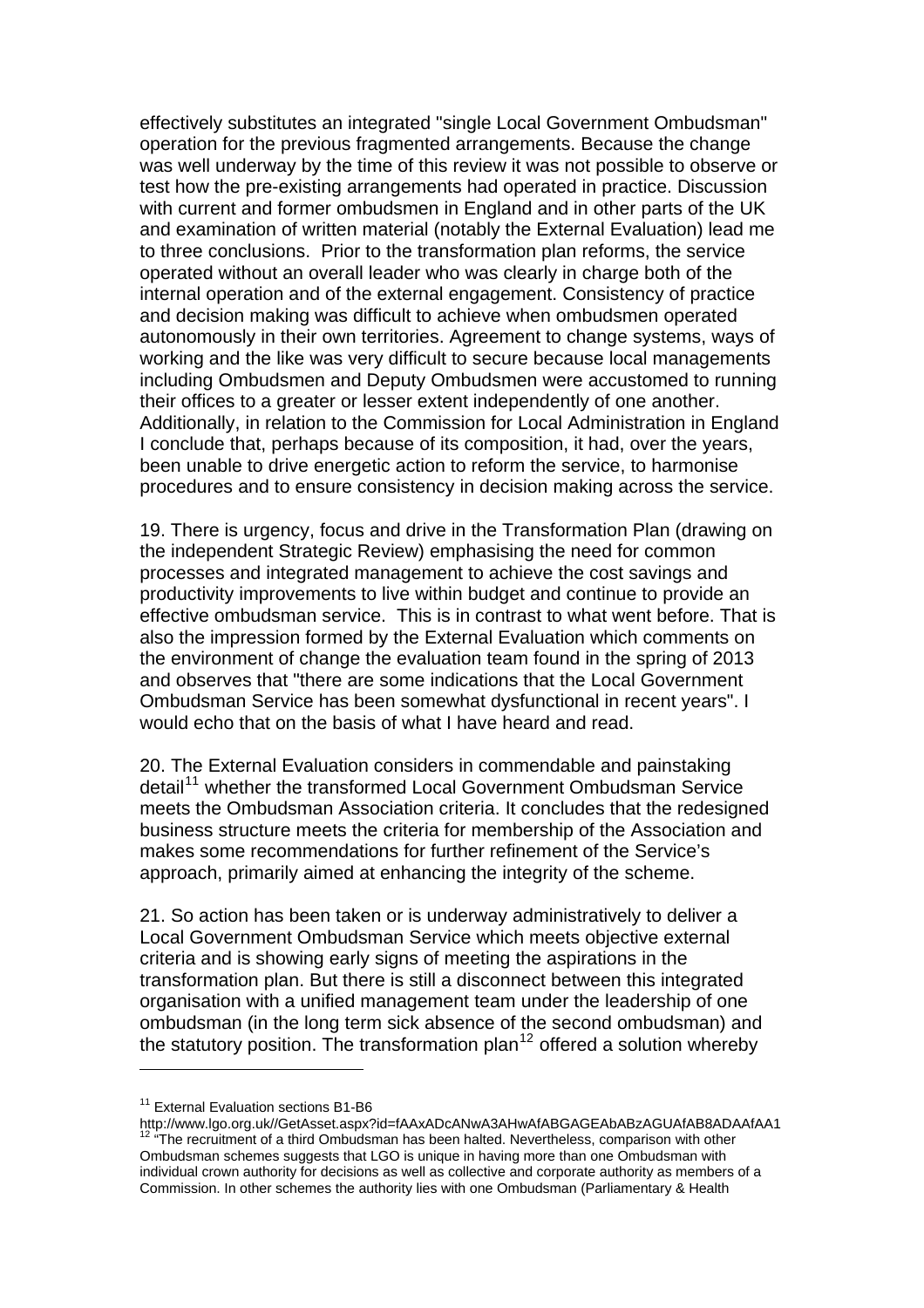effectively substitutes an integrated "single Local Government Ombudsman" operation for the previous fragmented arrangements. Because the change was well underway by the time of this review it was not possible to observe or test how the pre-existing arrangements had operated in practice. Discussion with current and former ombudsmen in England and in other parts of the UK and examination of written material (notably the External Evaluation) lead me to three conclusions. Prior to the transformation plan reforms, the service operated without an overall leader who was clearly in charge both of the internal operation and of the external engagement. Consistency of practice and decision making was difficult to achieve when ombudsmen operated autonomously in their own territories. Agreement to change systems, ways of working and the like was very difficult to secure because local managements including Ombudsmen and Deputy Ombudsmen were accustomed to running their offices to a greater or lesser extent independently of one another. Additionally, in relation to the Commission for Local Administration in England I conclude that, perhaps because of its composition, it had, over the years, been unable to drive energetic action to reform the service, to harmonise procedures and to ensure consistency in decision making across the service.

19. There is urgency, focus and drive in the Transformation Plan (drawing on the independent Strategic Review) emphasising the need for common processes and integrated management to achieve the cost savings and productivity improvements to live within budget and continue to provide an effective ombudsman service. This is in contrast to what went before. That is also the impression formed by the External Evaluation which comments on the environment of change the evaluation team found in the spring of 2013 and observes that "there are some indications that the Local Government Ombudsman Service has been somewhat dysfunctional in recent years". I would echo that on the basis of what I have heard and read.

20. The External Evaluation considers in commendable and painstaking detail[11] whether the transformed Local Government Ombudsman Service meets the Ombudsman Association criteria. It concludes that the redesigned business structure meets the criteria for membership of the Association and makes some recommendations for further refinement of the Service's approach, primarily aimed at enhancing the integrity of the scheme.

21. So action has been taken or is underway administratively to deliver a Local Government Ombudsman Service which meets objective external criteria and is showing early signs of meeting the aspirations in the transformation plan. But there is still a disconnect between this integrated organisation with a unified management team under the leadership of one ombudsman (in the long term sick absence of the second ombudsman) and the statutory position. The transformation plan[12] offered a solution whereby

---

[11] External Evaluation sections B1-B6
http://www.lgo.org.uk//GetAsset.aspx?id=fAAxADcANwA3AHwAfABGAGEAbABzAGUAfAB8ADAAfAA1

[12] "The recruitment of a third Ombudsman has been halted. Nevertheless, comparison with other Ombudsman schemes suggests that LGO is unique in having more than one Ombudsman with individual crown authority for decisions as well as collective and corporate authority as members of a Commission. In other schemes the authority lies with one Ombudsman (Parliamentary & Health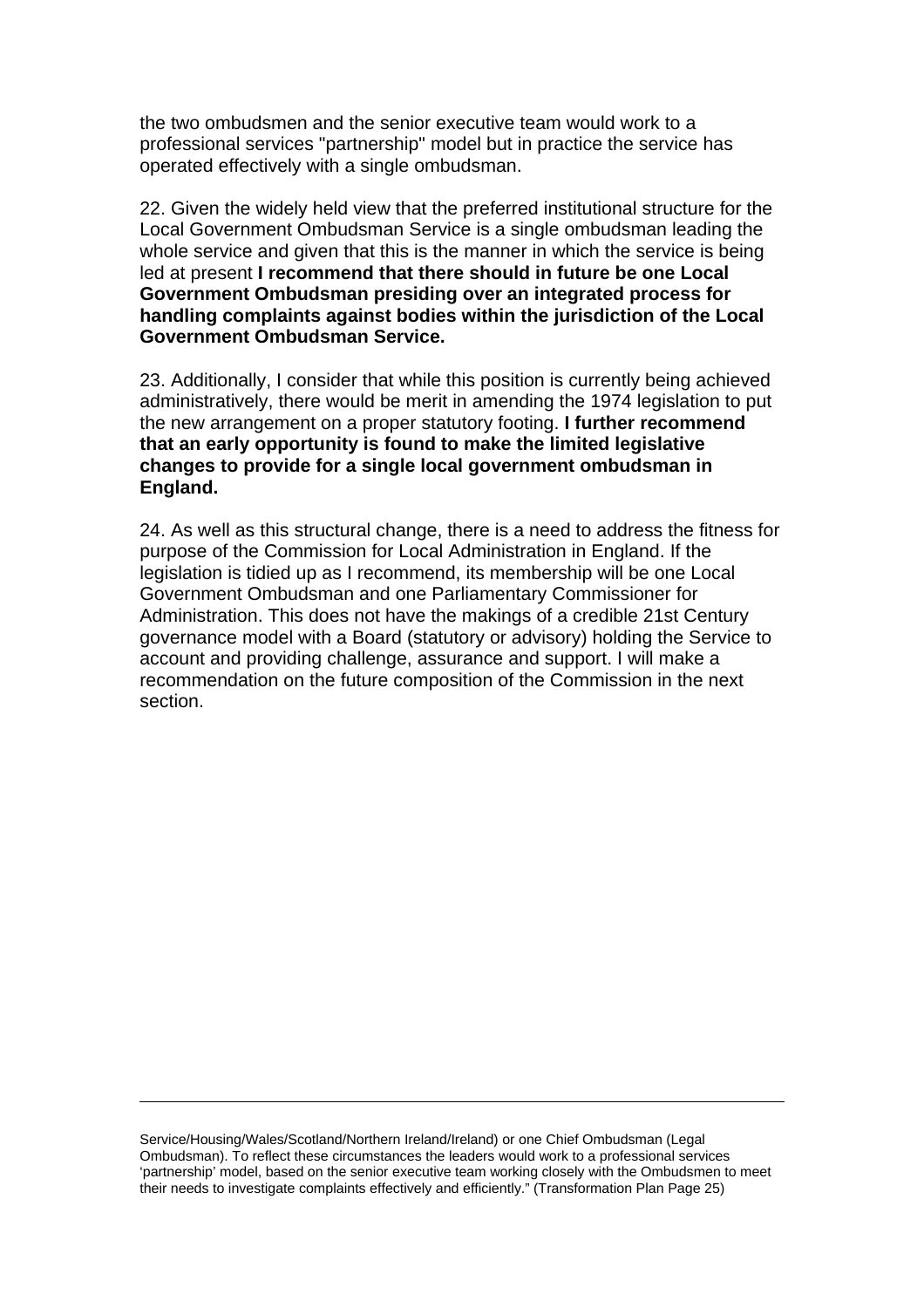the two ombudsmen and the senior executive team would work to a professional services "partnership" model but in practice the service has operated effectively with a single ombudsman.

22. Given the widely held view that the preferred institutional structure for the Local Government Ombudsman Service is a single ombudsman leading the whole service and given that this is the manner in which the service is being led at present **I recommend that there should in future be one Local Government Ombudsman presiding over an integrated process for handling complaints against bodies within the jurisdiction of the Local Government Ombudsman Service.**

23. Additionally, I consider that while this position is currently being achieved administratively, there would be merit in amending the 1974 legislation to put the new arrangement on a proper statutory footing. **I further recommend that an early opportunity is found to make the limited legislative changes to provide for a single local government ombudsman in England.**

24. As well as this structural change, there is a need to address the fitness for purpose of the Commission for Local Administration in England. If the legislation is tidied up as I recommend, its membership will be one Local Government Ombudsman and one Parliamentary Commissioner for Administration. This does not have the makings of a credible 21st Century governance model with a Board (statutory or advisory) holding the Service to account and providing challenge, assurance and support. I will make a recommendation on the future composition of the Commission in the next section.

---

Service/Housing/Wales/Scotland/Northern Ireland/Ireland) or one Chief Ombudsman (Legal Ombudsman). To reflect these circumstances the leaders would work to a professional services 'partnership' model, based on the senior executive team working closely with the Ombudsmen to meet their needs to investigate complaints effectively and efficiently." (Transformation Plan Page 25)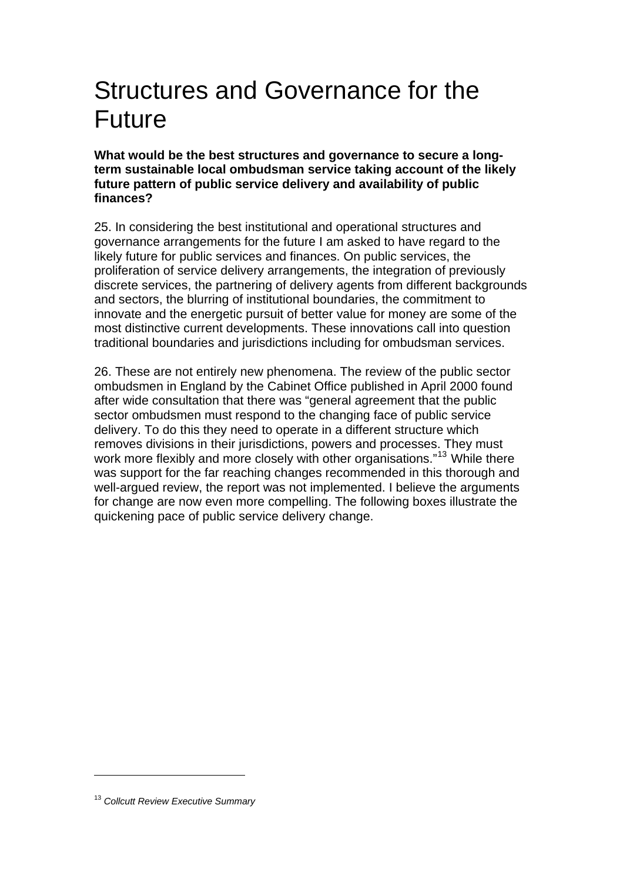# Structures and Governance for the Future

**What would be the best structures and governance to secure a long-term sustainable local ombudsman service taking account of the likely future pattern of public service delivery and availability of public finances?**

25. In considering the best institutional and operational structures and governance arrangements for the future I am asked to have regard to the likely future for public services and finances. On public services, the proliferation of service delivery arrangements, the integration of previously discrete services, the partnering of delivery agents from different backgrounds and sectors, the blurring of institutional boundaries, the commitment to innovate and the energetic pursuit of better value for money are some of the most distinctive current developments. These innovations call into question traditional boundaries and jurisdictions including for ombudsman services.

26. These are not entirely new phenomena. The review of the public sector ombudsmen in England by the Cabinet Office published in April 2000 found after wide consultation that there was "general agreement that the public sector ombudsmen must respond to the changing face of public service delivery. To do this they need to operate in a different structure which removes divisions in their jurisdictions, powers and processes. They must work more flexibly and more closely with other organisations."[13] While there was support for the far reaching changes recommended in this thorough and well-argued review, the report was not implemented. I believe the arguments for change are now even more compelling. The following boxes illustrate the quickening pace of public service delivery change.

---

[13] *Collcutt Review Executive Summary*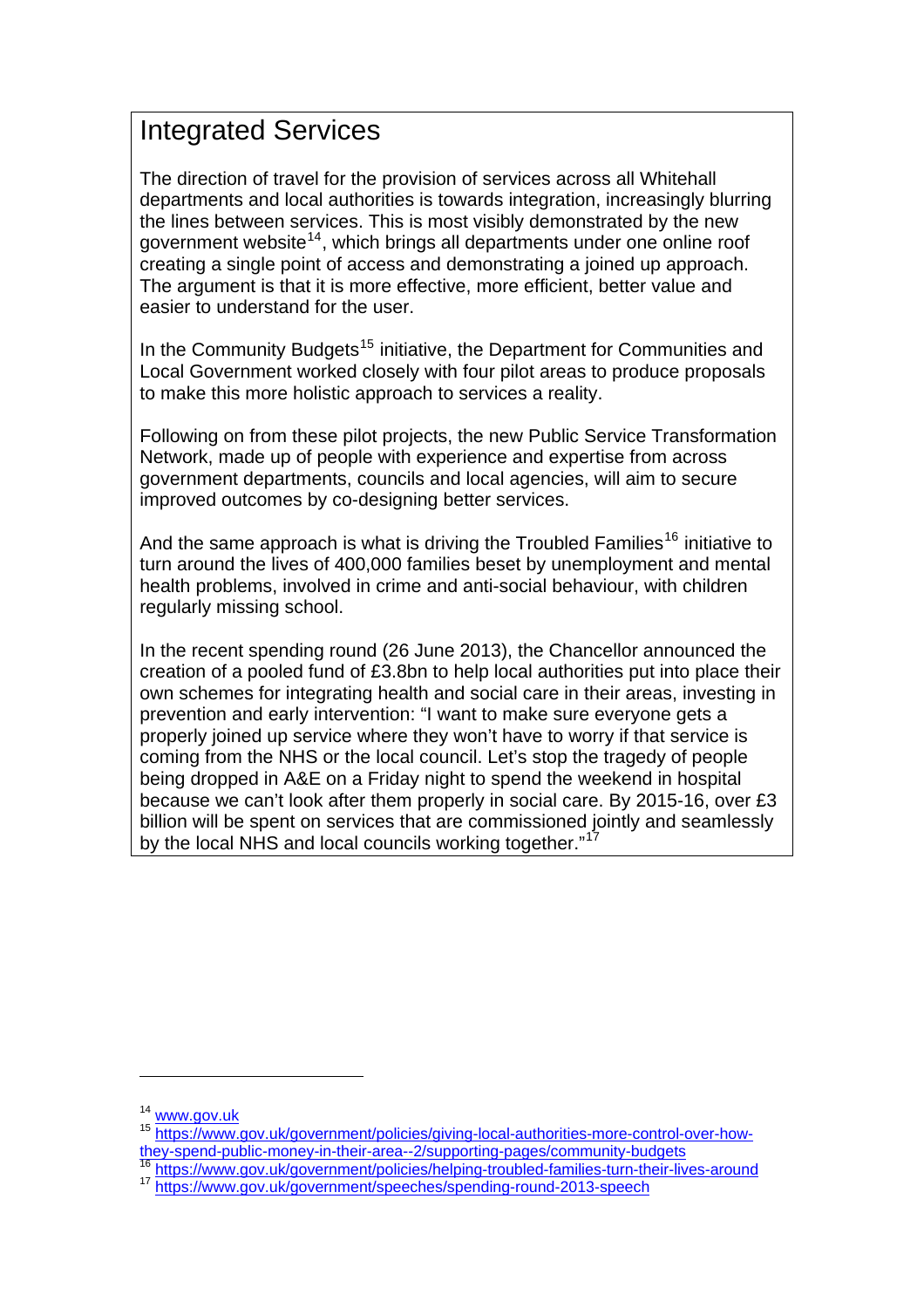## Integrated Services

The direction of travel for the provision of services across all Whitehall departments and local authorities is towards integration, increasingly blurring the lines between services. This is most visibly demonstrated by the new government website[14], which brings all departments under one online roof creating a single point of access and demonstrating a joined up approach. The argument is that it is more effective, more efficient, better value and easier to understand for the user.

In the Community Budgets[15] initiative, the Department for Communities and Local Government worked closely with four pilot areas to produce proposals to make this more holistic approach to services a reality.

Following on from these pilot projects, the new Public Service Transformation Network, made up of people with experience and expertise from across government departments, councils and local agencies, will aim to secure improved outcomes by co-designing better services.

And the same approach is what is driving the Troubled Families[16] initiative to turn around the lives of 400,000 families beset by unemployment and mental health problems, involved in crime and anti-social behaviour, with children regularly missing school.

In the recent spending round (26 June 2013), the Chancellor announced the creation of a pooled fund of £3.8bn to help local authorities put into place their own schemes for integrating health and social care in their areas, investing in prevention and early intervention: "I want to make sure everyone gets a properly joined up service where they won't have to worry if that service is coming from the NHS or the local council. Let's stop the tragedy of people being dropped in A&E on a Friday night to spend the weekend in hospital because we can't look after them properly in social care. By 2015-16, over £3 billion will be spent on services that are commissioned jointly and seamlessly by the local NHS and local councils working together."[17]

---

[14] www.gov.uk

[15] https://www.gov.uk/government/policies/giving-local-authorities-more-control-over-how-they-spend-public-money-in-their-area--2/supporting-pages/community-budgets

[16] https://www.gov.uk/government/policies/helping-troubled-families-turn-their-lives-around

[17] https://www.gov.uk/government/speeches/spending-round-2013-speech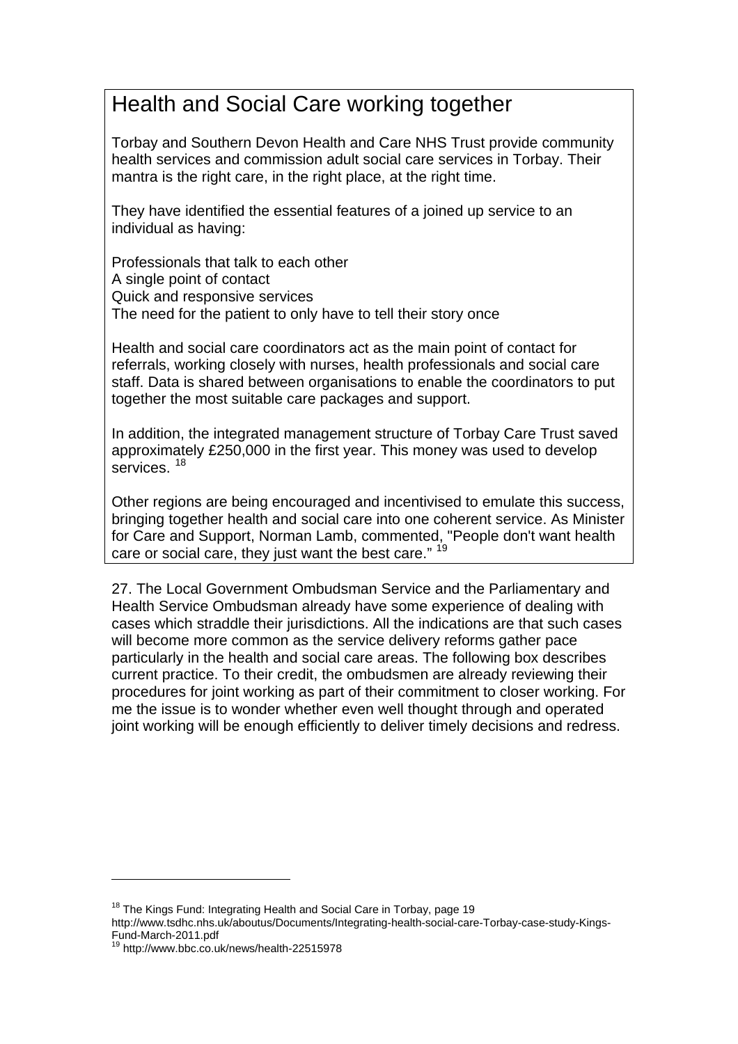## Health and Social Care working together

Torbay and Southern Devon Health and Care NHS Trust provide community health services and commission adult social care services in Torbay. Their mantra is the right care, in the right place, at the right time.

They have identified the essential features of a joined up service to an individual as having:

Professionals that talk to each other  
A single point of contact  
Quick and responsive services  
The need for the patient to only have to tell their story once

Health and social care coordinators act as the main point of contact for referrals, working closely with nurses, health professionals and social care staff. Data is shared between organisations to enable the coordinators to put together the most suitable care packages and support.

In addition, the integrated management structure of Torbay Care Trust saved approximately £250,000 in the first year. This money was used to develop services. [18]

Other regions are being encouraged and incentivised to emulate this success, bringing together health and social care into one coherent service. As Minister for Care and Support, Norman Lamb, commented, "People don't want health care or social care, they just want the best care." [19]

27. The Local Government Ombudsman Service and the Parliamentary and Health Service Ombudsman already have some experience of dealing with cases which straddle their jurisdictions. All the indications are that such cases will become more common as the service delivery reforms gather pace particularly in the health and social care areas. The following box describes current practice. To their credit, the ombudsmen are already reviewing their procedures for joint working as part of their commitment to closer working. For me the issue is to wonder whether even well thought through and operated joint working will be enough efficiently to deliver timely decisions and redress.

---

[18] The Kings Fund: Integrating Health and Social Care in Torbay, page 19 http://www.tsdhc.nhs.uk/aboutus/Documents/Integrating-health-social-care-Torbay-case-study-Kings-Fund-March-2011.pdf

[19] http://www.bbc.co.uk/news/health-22515978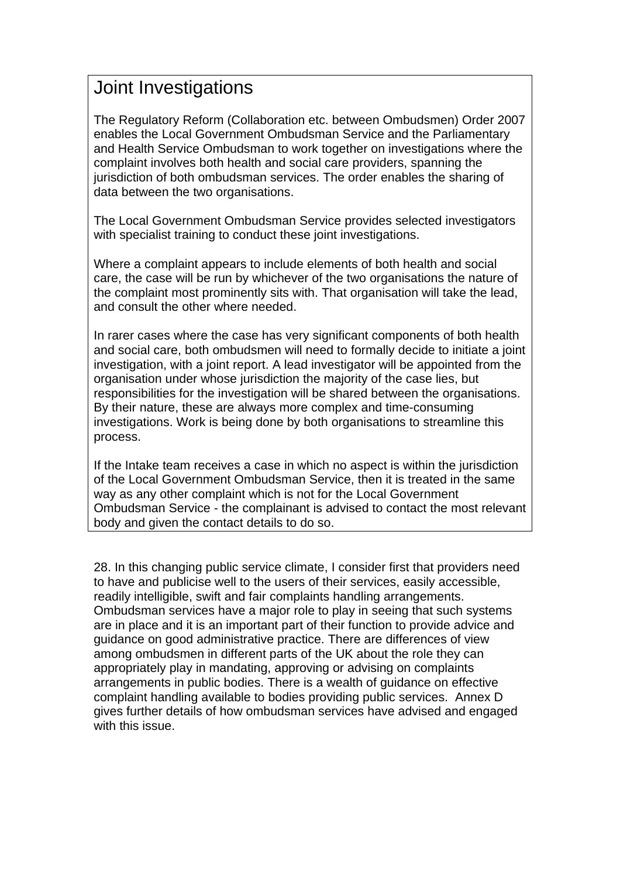## Joint Investigations

The Regulatory Reform (Collaboration etc. between Ombudsmen) Order 2007 enables the Local Government Ombudsman Service and the Parliamentary and Health Service Ombudsman to work together on investigations where the complaint involves both health and social care providers, spanning the jurisdiction of both ombudsman services. The order enables the sharing of data between the two organisations.

The Local Government Ombudsman Service provides selected investigators with specialist training to conduct these joint investigations.

Where a complaint appears to include elements of both health and social care, the case will be run by whichever of the two organisations the nature of the complaint most prominently sits with. That organisation will take the lead, and consult the other where needed.

In rarer cases where the case has very significant components of both health and social care, both ombudsmen will need to formally decide to initiate a joint investigation, with a joint report. A lead investigator will be appointed from the organisation under whose jurisdiction the majority of the case lies, but responsibilities for the investigation will be shared between the organisations. By their nature, these are always more complex and time-consuming investigations. Work is being done by both organisations to streamline this process.

If the Intake team receives a case in which no aspect is within the jurisdiction of the Local Government Ombudsman Service, then it is treated in the same way as any other complaint which is not for the Local Government Ombudsman Service - the complainant is advised to contact the most relevant body and given the contact details to do so.

28. In this changing public service climate, I consider first that providers need to have and publicise well to the users of their services, easily accessible, readily intelligible, swift and fair complaints handling arrangements. Ombudsman services have a major role to play in seeing that such systems are in place and it is an important part of their function to provide advice and guidance on good administrative practice. There are differences of view among ombudsmen in different parts of the UK about the role they can appropriately play in mandating, approving or advising on complaints arrangements in public bodies. There is a wealth of guidance on effective complaint handling available to bodies providing public services. Annex D gives further details of how ombudsman services have advised and engaged with this issue.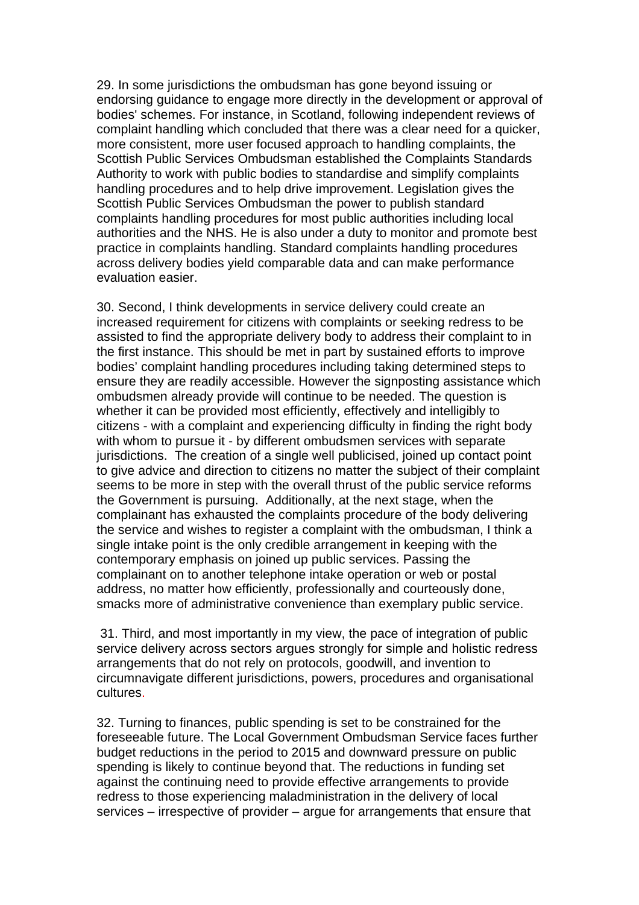29. In some jurisdictions the ombudsman has gone beyond issuing or endorsing guidance to engage more directly in the development or approval of bodies' schemes. For instance, in Scotland, following independent reviews of complaint handling which concluded that there was a clear need for a quicker, more consistent, more user focused approach to handling complaints, the Scottish Public Services Ombudsman established the Complaints Standards Authority to work with public bodies to standardise and simplify complaints handling procedures and to help drive improvement. Legislation gives the Scottish Public Services Ombudsman the power to publish standard complaints handling procedures for most public authorities including local authorities and the NHS. He is also under a duty to monitor and promote best practice in complaints handling. Standard complaints handling procedures across delivery bodies yield comparable data and can make performance evaluation easier.

30. Second, I think developments in service delivery could create an increased requirement for citizens with complaints or seeking redress to be assisted to find the appropriate delivery body to address their complaint to in the first instance. This should be met in part by sustained efforts to improve bodies' complaint handling procedures including taking determined steps to ensure they are readily accessible. However the signposting assistance which ombudsmen already provide will continue to be needed. The question is whether it can be provided most efficiently, effectively and intelligibly to citizens - with a complaint and experiencing difficulty in finding the right body with whom to pursue it - by different ombudsmen services with separate jurisdictions. The creation of a single well publicised, joined up contact point to give advice and direction to citizens no matter the subject of their complaint seems to be more in step with the overall thrust of the public service reforms the Government is pursuing. Additionally, at the next stage, when the complainant has exhausted the complaints procedure of the body delivering the service and wishes to register a complaint with the ombudsman, I think a single intake point is the only credible arrangement in keeping with the contemporary emphasis on joined up public services. Passing the complainant on to another telephone intake operation or web or postal address, no matter how efficiently, professionally and courteously done, smacks more of administrative convenience than exemplary public service.

31. Third, and most importantly in my view, the pace of integration of public service delivery across sectors argues strongly for simple and holistic redress arrangements that do not rely on protocols, goodwill, and invention to circumnavigate different jurisdictions, powers, procedures and organisational cultures.

32. Turning to finances, public spending is set to be constrained for the foreseeable future. The Local Government Ombudsman Service faces further budget reductions in the period to 2015 and downward pressure on public spending is likely to continue beyond that. The reductions in funding set against the continuing need to provide effective arrangements to provide redress to those experiencing maladministration in the delivery of local services – irrespective of provider – argue for arrangements that ensure that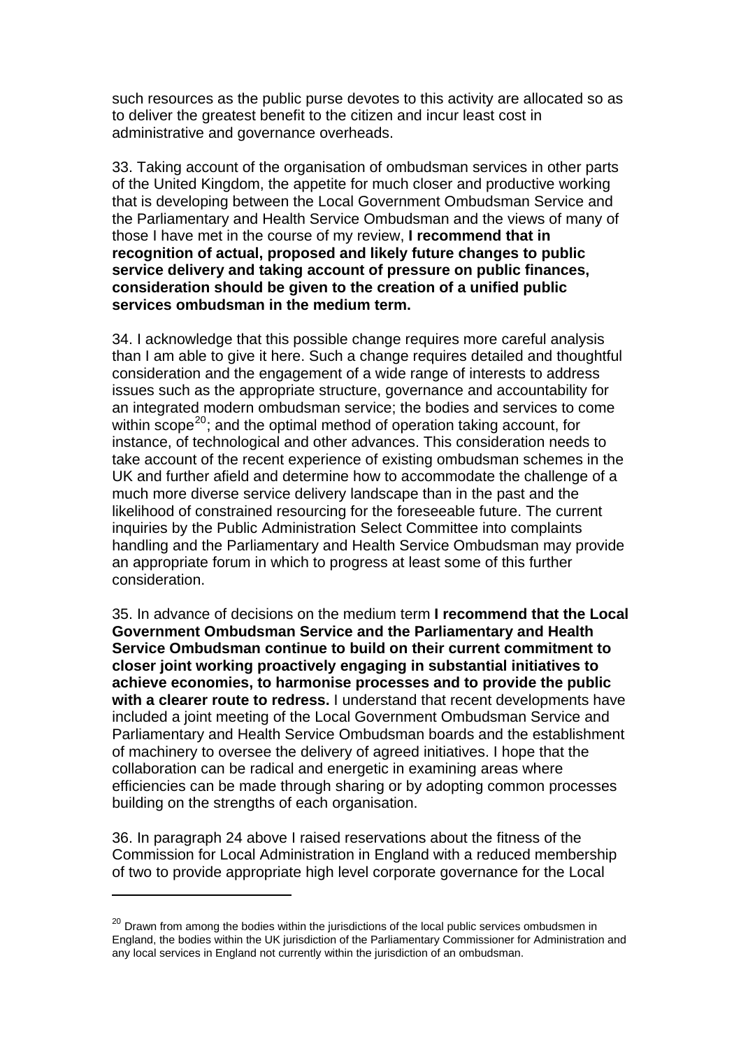such resources as the public purse devotes to this activity are allocated so as to deliver the greatest benefit to the citizen and incur least cost in administrative and governance overheads.

33. Taking account of the organisation of ombudsman services in other parts of the United Kingdom, the appetite for much closer and productive working that is developing between the Local Government Ombudsman Service and the Parliamentary and Health Service Ombudsman and the views of many of those I have met in the course of my review, **I recommend that in recognition of actual, proposed and likely future changes to public service delivery and taking account of pressure on public finances, consideration should be given to the creation of a unified public services ombudsman in the medium term.**

34. I acknowledge that this possible change requires more careful analysis than I am able to give it here. Such a change requires detailed and thoughtful consideration and the engagement of a wide range of interests to address issues such as the appropriate structure, governance and accountability for an integrated modern ombudsman service; the bodies and services to come within scope[20]; and the optimal method of operation taking account, for instance, of technological and other advances. This consideration needs to take account of the recent experience of existing ombudsman schemes in the UK and further afield and determine how to accommodate the challenge of a much more diverse service delivery landscape than in the past and the likelihood of constrained resourcing for the foreseeable future. The current inquiries by the Public Administration Select Committee into complaints handling and the Parliamentary and Health Service Ombudsman may provide an appropriate forum in which to progress at least some of this further consideration.

35. In advance of decisions on the medium term **I recommend that the Local Government Ombudsman Service and the Parliamentary and Health Service Ombudsman continue to build on their current commitment to closer joint working proactively engaging in substantial initiatives to achieve economies, to harmonise processes and to provide the public with a clearer route to redress.** I understand that recent developments have included a joint meeting of the Local Government Ombudsman Service and Parliamentary and Health Service Ombudsman boards and the establishment of machinery to oversee the delivery of agreed initiatives. I hope that the collaboration can be radical and energetic in examining areas where efficiencies can be made through sharing or by adopting common processes building on the strengths of each organisation.

36. In paragraph 24 above I raised reservations about the fitness of the Commission for Local Administration in England with a reduced membership of two to provide appropriate high level corporate governance for the Local

[20] Drawn from among the bodies within the jurisdictions of the local public services ombudsmen in England, the bodies within the UK jurisdiction of the Parliamentary Commissioner for Administration and any local services in England not currently within the jurisdiction of an ombudsman.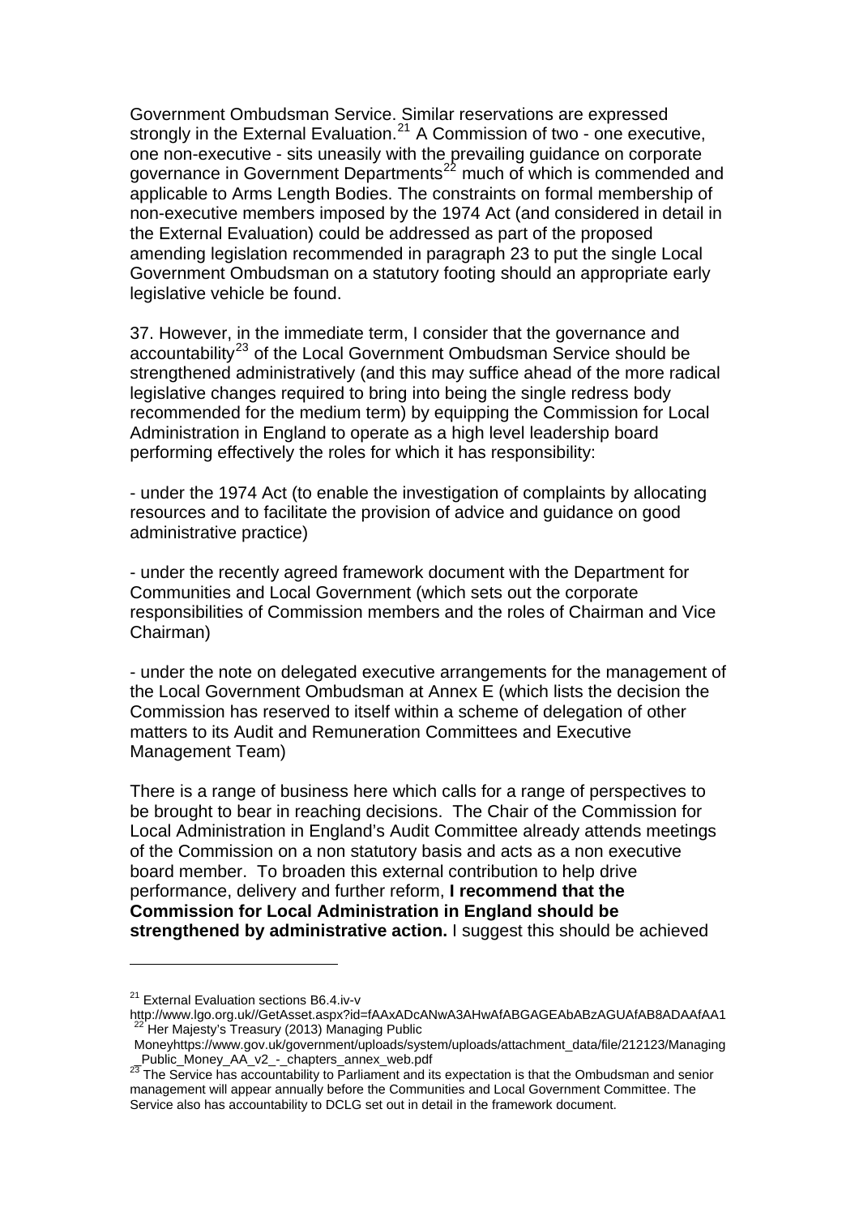Government Ombudsman Service. Similar reservations are expressed strongly in the External Evaluation.[21] A Commission of two - one executive, one non-executive - sits uneasily with the prevailing guidance on corporate governance in Government Departments[22] much of which is commended and applicable to Arms Length Bodies. The constraints on formal membership of non-executive members imposed by the 1974 Act (and considered in detail in the External Evaluation) could be addressed as part of the proposed amending legislation recommended in paragraph 23 to put the single Local Government Ombudsman on a statutory footing should an appropriate early legislative vehicle be found.

37. However, in the immediate term, I consider that the governance and accountability[23] of the Local Government Ombudsman Service should be strengthened administratively (and this may suffice ahead of the more radical legislative changes required to bring into being the single redress body recommended for the medium term) by equipping the Commission for Local Administration in England to operate as a high level leadership board performing effectively the roles for which it has responsibility:

- under the 1974 Act (to enable the investigation of complaints by allocating resources and to facilitate the provision of advice and guidance on good administrative practice)

- under the recently agreed framework document with the Department for Communities and Local Government (which sets out the corporate responsibilities of Commission members and the roles of Chairman and Vice Chairman)

- under the note on delegated executive arrangements for the management of the Local Government Ombudsman at Annex E (which lists the decision the Commission has reserved to itself within a scheme of delegation of other matters to its Audit and Remuneration Committees and Executive Management Team)

There is a range of business here which calls for a range of perspectives to be brought to bear in reaching decisions. The Chair of the Commission for Local Administration in England's Audit Committee already attends meetings of the Commission on a non statutory basis and acts as a non executive board member. To broaden this external contribution to help drive performance, delivery and further reform, **I recommend that the Commission for Local Administration in England should be strengthened by administrative action.** I suggest this should be achieved

---

[21] External Evaluation sections B6.4.iv-v http://www.lgo.org.uk//GetAsset.aspx?id=fAAxADcANwA3AHwAfABGAGEAbABzAGUAfAB8ADAAfAA1

[22] Her Majesty's Treasury (2013) Managing Public Moneyhttps://www.gov.uk/government/uploads/system/uploads/attachment_data/file/212123/Managing_Public_Money_AA_v2_-_chapters_annex_web.pdf

[23] The Service has accountability to Parliament and its expectation is that the Ombudsman and senior management will appear annually before the Communities and Local Government Committee. The Service also has accountability to DCLG set out in detail in the framework document.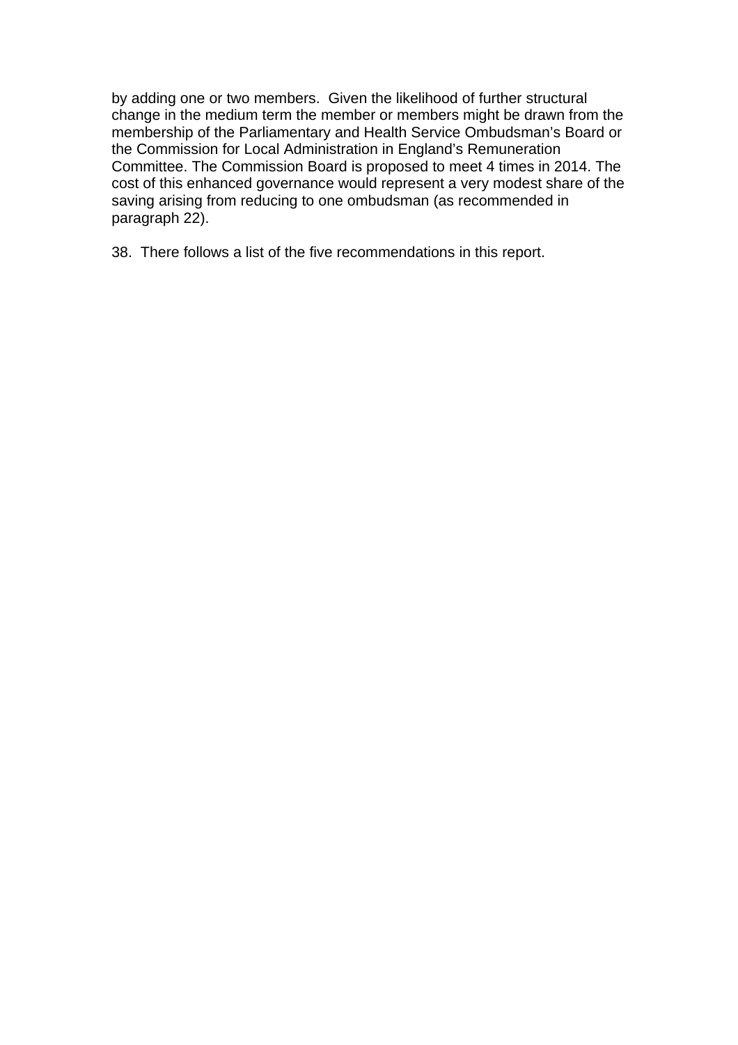by adding one or two members.  Given the likelihood of further structural change in the medium term the member or members might be drawn from the membership of the Parliamentary and Health Service Ombudsman's Board or the Commission for Local Administration in England's Remuneration Committee. The Commission Board is proposed to meet 4 times in 2014. The cost of this enhanced governance would represent a very modest share of the saving arising from reducing to one ombudsman (as recommended in paragraph 22).

38.  There follows a list of the five recommendations in this report.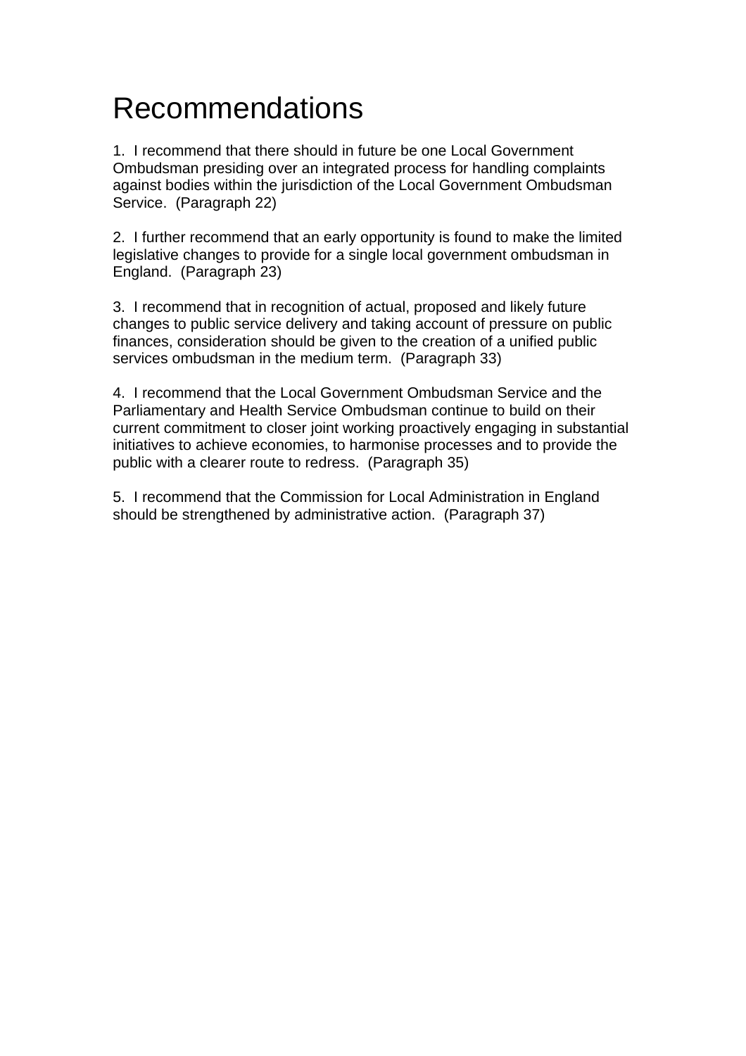# Recommendations

1. I recommend that there should in future be one Local Government Ombudsman presiding over an integrated process for handling complaints against bodies within the jurisdiction of the Local Government Ombudsman Service. (Paragraph 22)

2. I further recommend that an early opportunity is found to make the limited legislative changes to provide for a single local government ombudsman in England. (Paragraph 23)

3. I recommend that in recognition of actual, proposed and likely future changes to public service delivery and taking account of pressure on public finances, consideration should be given to the creation of a unified public services ombudsman in the medium term. (Paragraph 33)

4. I recommend that the Local Government Ombudsman Service and the Parliamentary and Health Service Ombudsman continue to build on their current commitment to closer joint working proactively engaging in substantial initiatives to achieve economies, to harmonise processes and to provide the public with a clearer route to redress. (Paragraph 35)

5. I recommend that the Commission for Local Administration in England should be strengthened by administrative action. (Paragraph 37)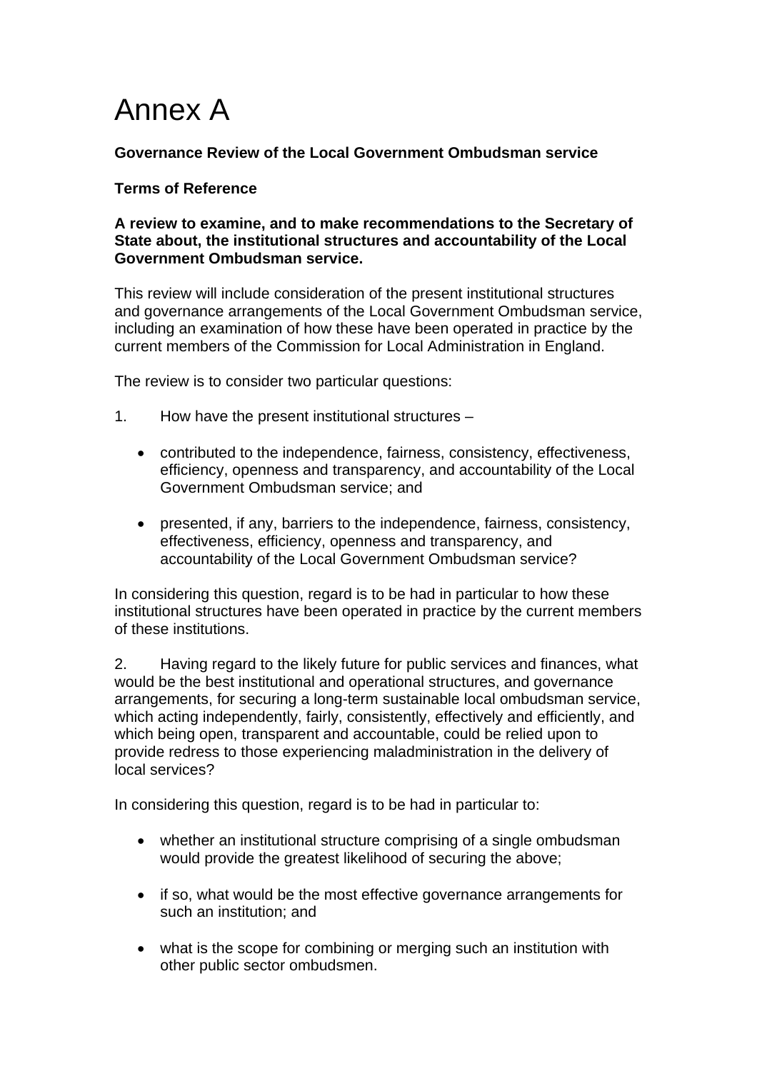# Annex A

**Governance Review of the Local Government Ombudsman service**

**Terms of Reference**

**A review to examine, and to make recommendations to the Secretary of State about, the institutional structures and accountability of the Local Government Ombudsman service.**

This review will include consideration of the present institutional structures and governance arrangements of the Local Government Ombudsman service, including an examination of how these have been operated in practice by the current members of the Commission for Local Administration in England.

The review is to consider two particular questions:

1. How have the present institutional structures –

   - contributed to the independence, fairness, consistency, effectiveness, efficiency, openness and transparency, and accountability of the Local Government Ombudsman service; and
   - presented, if any, barriers to the independence, fairness, consistency, effectiveness, efficiency, openness and transparency, and accountability of the Local Government Ombudsman service?

In considering this question, regard is to be had in particular to how these institutional structures have been operated in practice by the current members of these institutions.

2. Having regard to the likely future for public services and finances, what would be the best institutional and operational structures, and governance arrangements, for securing a long-term sustainable local ombudsman service, which acting independently, fairly, consistently, effectively and efficiently, and which being open, transparent and accountable, could be relied upon to provide redress to those experiencing maladministration in the delivery of local services?

In considering this question, regard is to be had in particular to:

- whether an institutional structure comprising of a single ombudsman would provide the greatest likelihood of securing the above;
- if so, what would be the most effective governance arrangements for such an institution; and
- what is the scope for combining or merging such an institution with other public sector ombudsmen.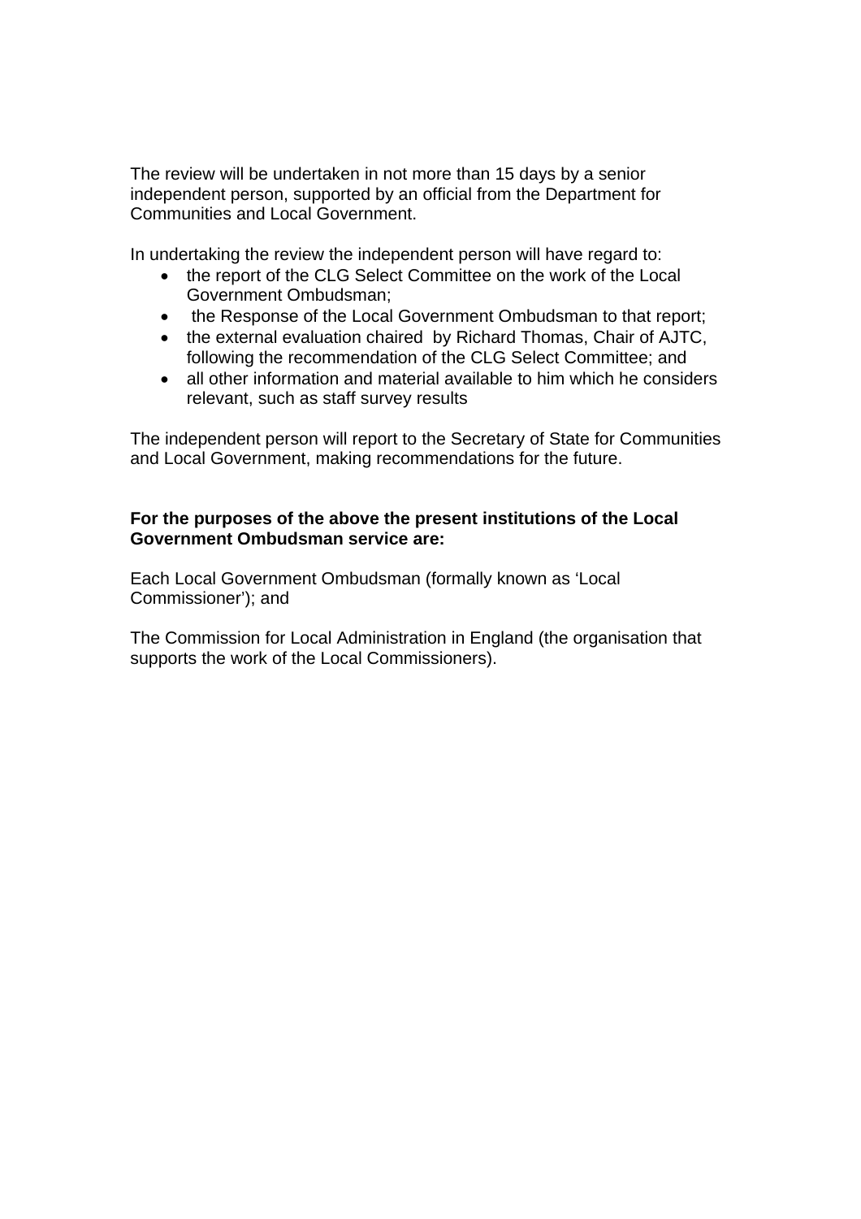The review will be undertaken in not more than 15 days by a senior independent person, supported by an official from the Department for Communities and Local Government.

In undertaking the review the independent person will have regard to:

- the report of the CLG Select Committee on the work of the Local Government Ombudsman;
- the Response of the Local Government Ombudsman to that report;
- the external evaluation chaired by Richard Thomas, Chair of AJTC, following the recommendation of the CLG Select Committee; and
- all other information and material available to him which he considers relevant, such as staff survey results

The independent person will report to the Secretary of State for Communities and Local Government, making recommendations for the future.

**For the purposes of the above the present institutions of the Local Government Ombudsman service are:**

Each Local Government Ombudsman (formally known as 'Local Commissioner'); and

The Commission for Local Administration in England (the organisation that supports the work of the Local Commissioners).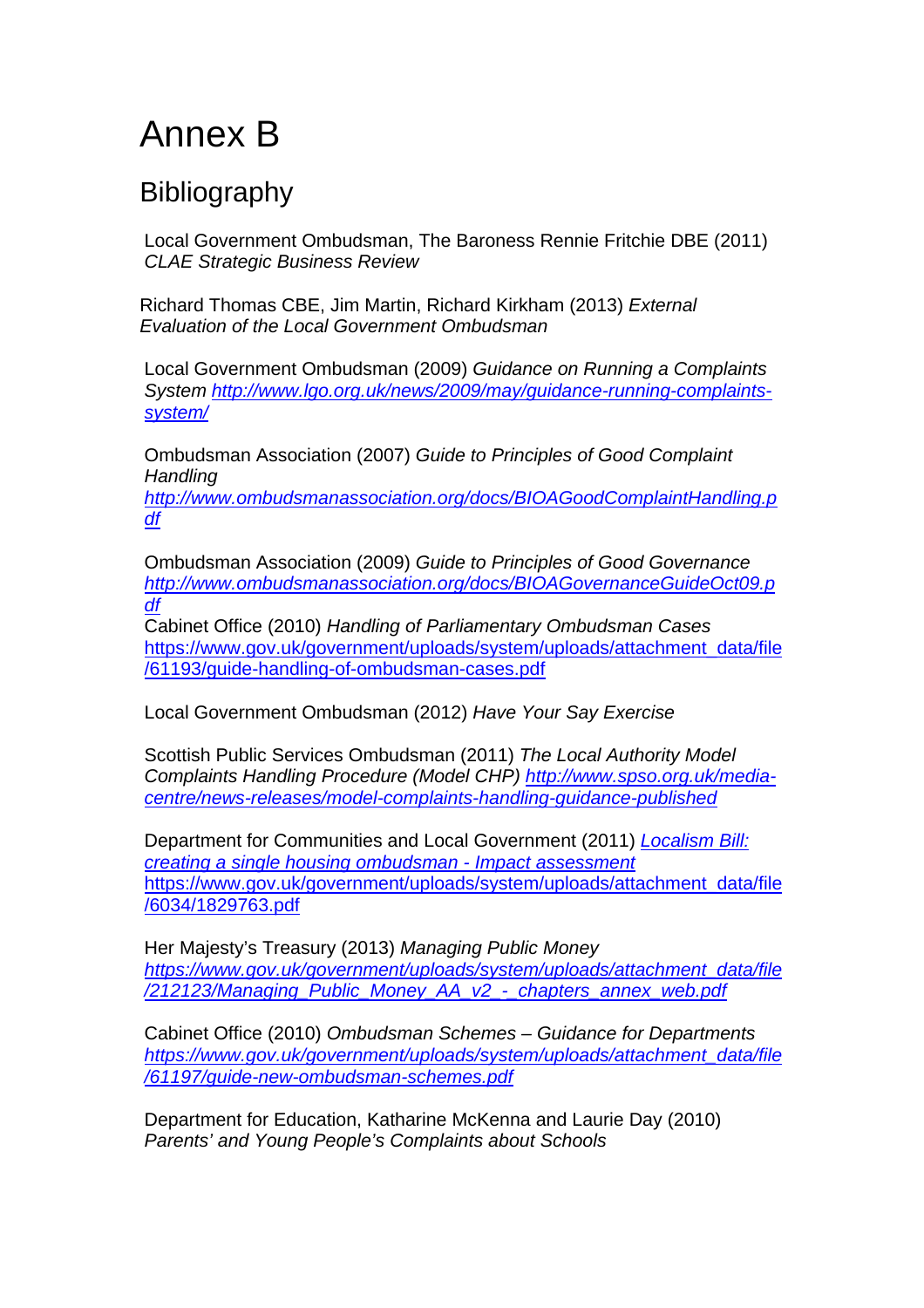# Annex B

## Bibliography

Local Government Ombudsman, The Baroness Rennie Fritchie DBE (2011) *CLAE Strategic Business Review*

Richard Thomas CBE, Jim Martin, Richard Kirkham (2013) *External Evaluation of the Local Government Ombudsman*

Local Government Ombudsman (2009) *Guidance on Running a Complaints System* http://www.lgo.org.uk/news/2009/may/guidance-running-complaints-system/

Ombudsman Association (2007) *Guide to Principles of Good Complaint Handling* *http://www.ombudsmanassociation.org/docs/BIOAGoodComplaintHandling.pdf*

Ombudsman Association (2009) *Guide to Principles of Good Governance* *http://www.ombudsmanassociation.org/docs/BIOAGovernanceGuideOct09.pdf*
Cabinet Office (2010) *Handling of Parliamentary Ombudsman Cases* https://www.gov.uk/government/uploads/system/uploads/attachment_data/file/61193/guide-handling-of-ombudsman-cases.pdf

Local Government Ombudsman (2012) *Have Your Say Exercise*

Scottish Public Services Ombudsman (2011) *The Local Authority Model Complaints Handling Procedure (Model CHP)* *http://www.spso.org.uk/media-centre/news-releases/model-complaints-handling-guidance-published*

Department for Communities and Local Government (2011) *Localism Bill: creating a single housing ombudsman - Impact assessment* https://www.gov.uk/government/uploads/system/uploads/attachment_data/file/6034/1829763.pdf

Her Majesty's Treasury (2013) *Managing Public Money* *https://www.gov.uk/government/uploads/system/uploads/attachment_data/file/212123/Managing_Public_Money_AA_v2_-_chapters_annex_web.pdf*

Cabinet Office (2010) *Ombudsman Schemes – Guidance for Departments* *https://www.gov.uk/government/uploads/system/uploads/attachment_data/file/61197/guide-new-ombudsman-schemes.pdf*

Department for Education, Katharine McKenna and Laurie Day (2010) *Parents' and Young People's Complaints about Schools*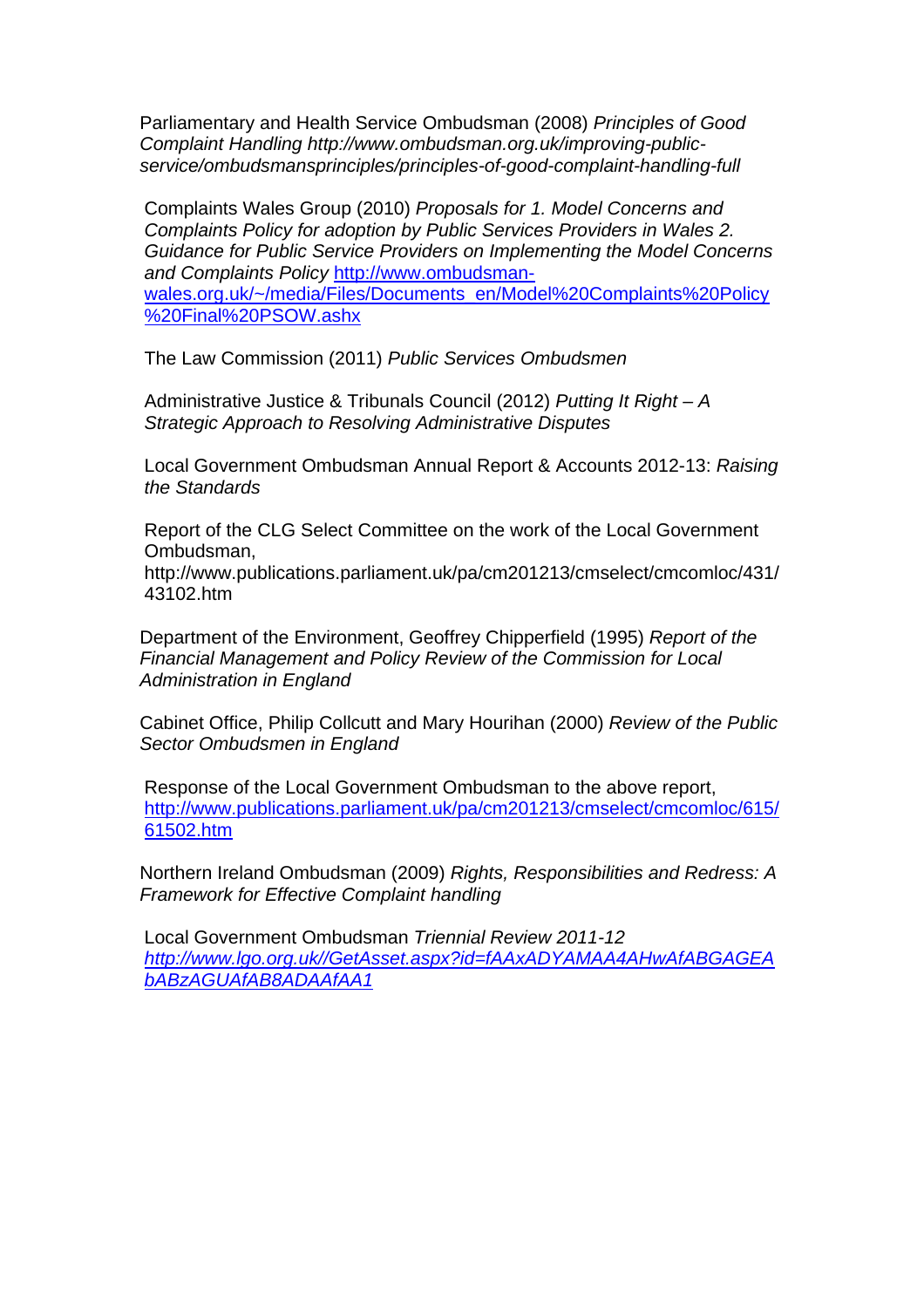Parliamentary and Health Service Ombudsman (2008) *Principles of Good Complaint Handling http://www.ombudsman.org.uk/improving-public-service/ombudsmansprinciples/principles-of-good-complaint-handling-full*

Complaints Wales Group (2010) *Proposals for 1. Model Concerns and Complaints Policy for adoption by Public Services Providers in Wales 2. Guidance for Public Service Providers on Implementing the Model Concerns and Complaints Policy* http://www.ombudsman-wales.org.uk/~/media/Files/Documents_en/Model%20Complaints%20Policy%20Final%20PSOW.ashx

The Law Commission (2011) *Public Services Ombudsmen*

Administrative Justice & Tribunals Council (2012) *Putting It Right – A Strategic Approach to Resolving Administrative Disputes*

Local Government Ombudsman Annual Report & Accounts 2012-13: *Raising the Standards*

Report of the CLG Select Committee on the work of the Local Government Ombudsman, http://www.publications.parliament.uk/pa/cm201213/cmselect/cmcomloc/431/43102.htm

Department of the Environment, Geoffrey Chipperfield (1995) *Report of the Financial Management and Policy Review of the Commission for Local Administration in England*

Cabinet Office, Philip Collcutt and Mary Hourihan (2000) *Review of the Public Sector Ombudsmen in England*

Response of the Local Government Ombudsman to the above report, http://www.publications.parliament.uk/pa/cm201213/cmselect/cmcomloc/615/61502.htm

Northern Ireland Ombudsman (2009) *Rights, Responsibilities and Redress: A Framework for Effective Complaint handling*

Local Government Ombudsman *Triennial Review 2011-12 http://www.lgo.org.uk//GetAsset.aspx?id=fAAxADYAMAA4AHwAfABGAGEAbABzAGUAfAB8ADAAfAA1*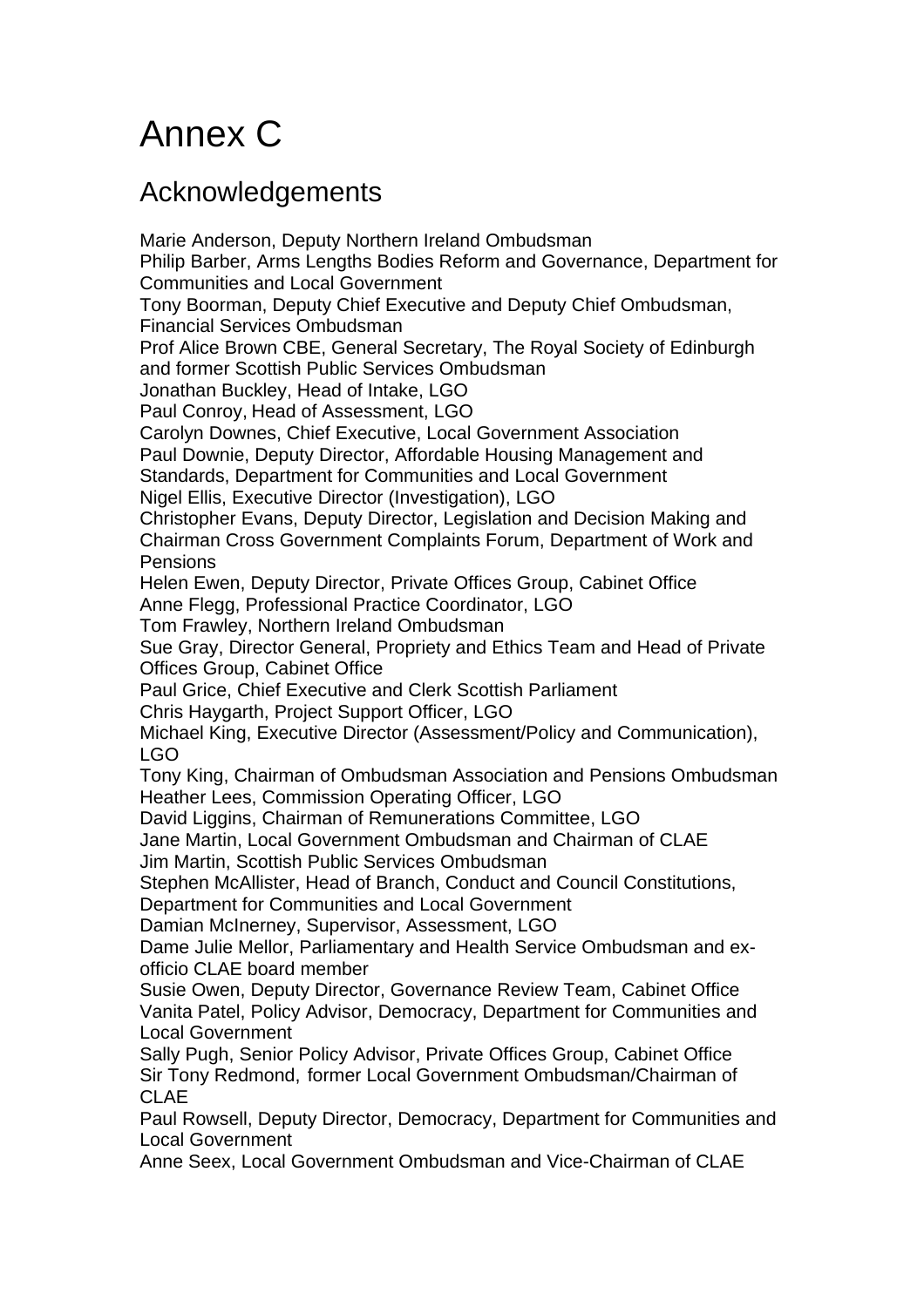# Annex C

## Acknowledgements

Marie Anderson, Deputy Northern Ireland Ombudsman
Philip Barber, Arms Lengths Bodies Reform and Governance, Department for Communities and Local Government
Tony Boorman, Deputy Chief Executive and Deputy Chief Ombudsman, Financial Services Ombudsman
Prof Alice Brown CBE, General Secretary, The Royal Society of Edinburgh and former Scottish Public Services Ombudsman
Jonathan Buckley, Head of Intake, LGO
Paul Conroy, Head of Assessment, LGO
Carolyn Downes, Chief Executive, Local Government Association
Paul Downie, Deputy Director, Affordable Housing Management and Standards, Department for Communities and Local Government
Nigel Ellis, Executive Director (Investigation), LGO
Christopher Evans, Deputy Director, Legislation and Decision Making and Chairman Cross Government Complaints Forum, Department of Work and Pensions
Helen Ewen, Deputy Director, Private Offices Group, Cabinet Office
Anne Flegg, Professional Practice Coordinator, LGO
Tom Frawley, Northern Ireland Ombudsman
Sue Gray, Director General, Propriety and Ethics Team and Head of Private Offices Group, Cabinet Office
Paul Grice, Chief Executive and Clerk Scottish Parliament
Chris Haygarth, Project Support Officer, LGO
Michael King, Executive Director (Assessment/Policy and Communication), LGO
Tony King, Chairman of Ombudsman Association and Pensions Ombudsman
Heather Lees, Commission Operating Officer, LGO
David Liggins, Chairman of Remunerations Committee, LGO
Jane Martin, Local Government Ombudsman and Chairman of CLAE
Jim Martin, Scottish Public Services Ombudsman
Stephen McAllister, Head of Branch, Conduct and Council Constitutions, Department for Communities and Local Government
Damian McInerney, Supervisor, Assessment, LGO
Dame Julie Mellor, Parliamentary and Health Service Ombudsman and ex-officio CLAE board member
Susie Owen, Deputy Director, Governance Review Team, Cabinet Office
Vanita Patel, Policy Advisor, Democracy, Department for Communities and Local Government
Sally Pugh, Senior Policy Advisor, Private Offices Group, Cabinet Office
Sir Tony Redmond, former Local Government Ombudsman/Chairman of CLAE
Paul Rowsell, Deputy Director, Democracy, Department for Communities and Local Government
Anne Seex, Local Government Ombudsman and Vice-Chairman of CLAE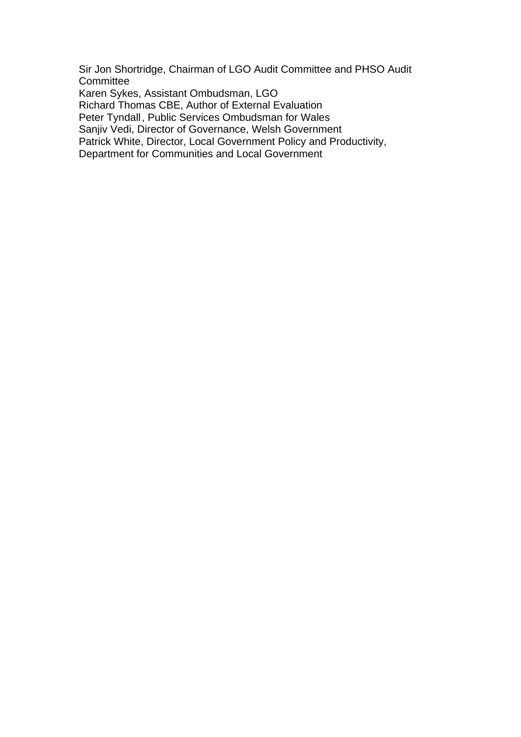Sir Jon Shortridge, Chairman of LGO Audit Committee and PHSO Audit Committee  
Karen Sykes, Assistant Ombudsman, LGO  
Richard Thomas CBE, Author of External Evaluation  
Peter Tyndall, Public Services Ombudsman for Wales  
Sanjiv Vedi, Director of Governance, Welsh Government  
Patrick White, Director, Local Government Policy and Productivity, Department for Communities and Local Government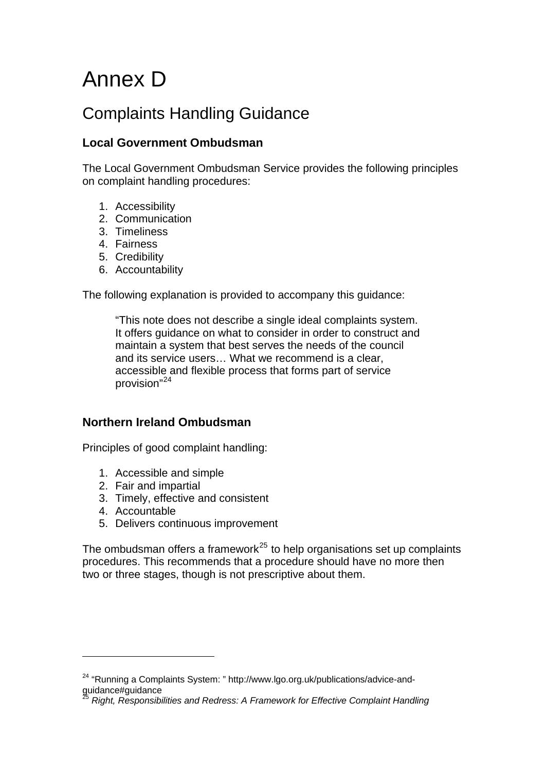# Annex D

## Complaints Handling Guidance

### Local Government Ombudsman

The Local Government Ombudsman Service provides the following principles on complaint handling procedures:

1. Accessibility
2. Communication
3. Timeliness
4. Fairness
5. Credibility
6. Accountability

The following explanation is provided to accompany this guidance:

> "This note does not describe a single ideal complaints system. It offers guidance on what to consider in order to construct and maintain a system that best serves the needs of the council and its service users… What we recommend is a clear, accessible and flexible process that forms part of service provision"[24]

### Northern Ireland Ombudsman

Principles of good complaint handling:

1. Accessible and simple
2. Fair and impartial
3. Timely, effective and consistent
4. Accountable
5. Delivers continuous improvement

The ombudsman offers a framework[25] to help organisations set up complaints procedures. This recommends that a procedure should have no more then two or three stages, though is not prescriptive about them.

---

[24] "Running a Complaints System: " http://www.lgo.org.uk/publications/advice-and-guidance#guidance

[25] *Right, Responsibilities and Redress: A Framework for Effective Complaint Handling*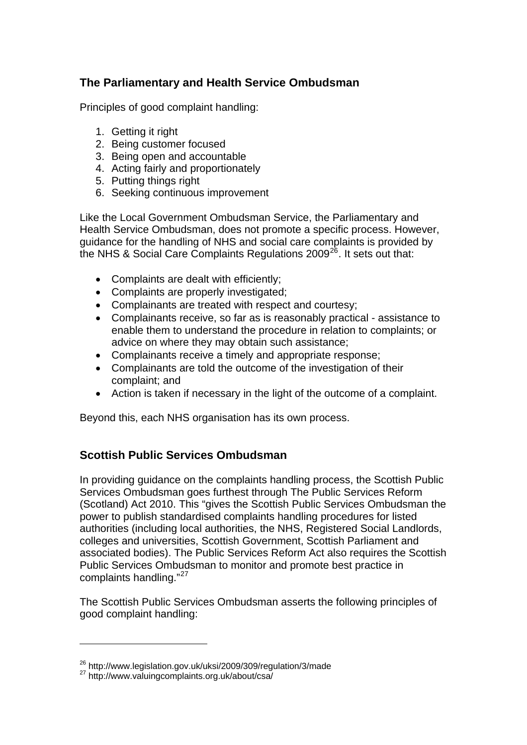## The Parliamentary and Health Service Ombudsman

Principles of good complaint handling:

1. Getting it right
2. Being customer focused
3. Being open and accountable
4. Acting fairly and proportionately
5. Putting things right
6. Seeking continuous improvement

Like the Local Government Ombudsman Service, the Parliamentary and Health Service Ombudsman, does not promote a specific process. However, guidance for the handling of NHS and social care complaints is provided by the NHS & Social Care Complaints Regulations 2009[26]. It sets out that:

- Complaints are dealt with efficiently;
- Complaints are properly investigated;
- Complainants are treated with respect and courtesy;
- Complainants receive, so far as is reasonably practical - assistance to enable them to understand the procedure in relation to complaints; or advice on where they may obtain such assistance;
- Complainants receive a timely and appropriate response;
- Complainants are told the outcome of the investigation of their complaint; and
- Action is taken if necessary in the light of the outcome of a complaint.

Beyond this, each NHS organisation has its own process.

## Scottish Public Services Ombudsman

In providing guidance on the complaints handling process, the Scottish Public Services Ombudsman goes furthest through The Public Services Reform (Scotland) Act 2010. This "gives the Scottish Public Services Ombudsman the power to publish standardised complaints handling procedures for listed authorities (including local authorities, the NHS, Registered Social Landlords, colleges and universities, Scottish Government, Scottish Parliament and associated bodies). The Public Services Reform Act also requires the Scottish Public Services Ombudsman to monitor and promote best practice in complaints handling."[27]

The Scottish Public Services Ombudsman asserts the following principles of good complaint handling:

---

[26] http://www.legislation.gov.uk/uksi/2009/309/regulation/3/made
[27] http://www.valuingcomplaints.org.uk/about/csa/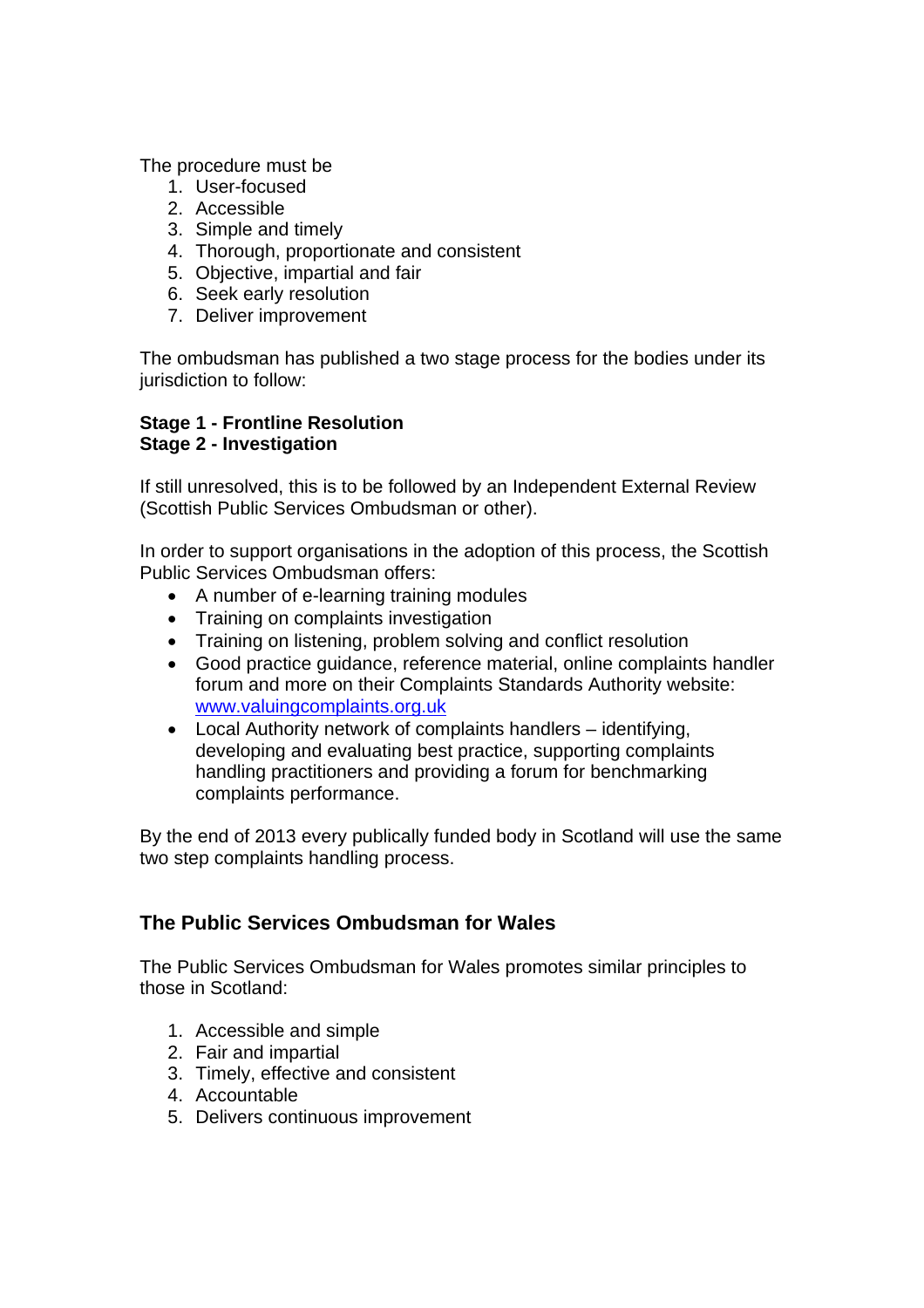The procedure must be

1. User-focused
2. Accessible
3. Simple and timely
4. Thorough, proportionate and consistent
5. Objective, impartial and fair
6. Seek early resolution
7. Deliver improvement

The ombudsman has published a two stage process for the bodies under its jurisdiction to follow:

**Stage 1 - Frontline Resolution**
**Stage 2 - Investigation**

If still unresolved, this is to be followed by an Independent External Review (Scottish Public Services Ombudsman or other).

In order to support organisations in the adoption of this process, the Scottish Public Services Ombudsman offers:

- A number of e-learning training modules
- Training on complaints investigation
- Training on listening, problem solving and conflict resolution
- Good practice guidance, reference material, online complaints handler forum and more on their Complaints Standards Authority website: [www.valuingcomplaints.org.uk](http://www.valuingcomplaints.org.uk)
- Local Authority network of complaints handlers – identifying, developing and evaluating best practice, supporting complaints handling practitioners and providing a forum for benchmarking complaints performance.

By the end of 2013 every publically funded body in Scotland will use the same two step complaints handling process.

## The Public Services Ombudsman for Wales

The Public Services Ombudsman for Wales promotes similar principles to those in Scotland:

1. Accessible and simple
2. Fair and impartial
3. Timely, effective and consistent
4. Accountable
5. Delivers continuous improvement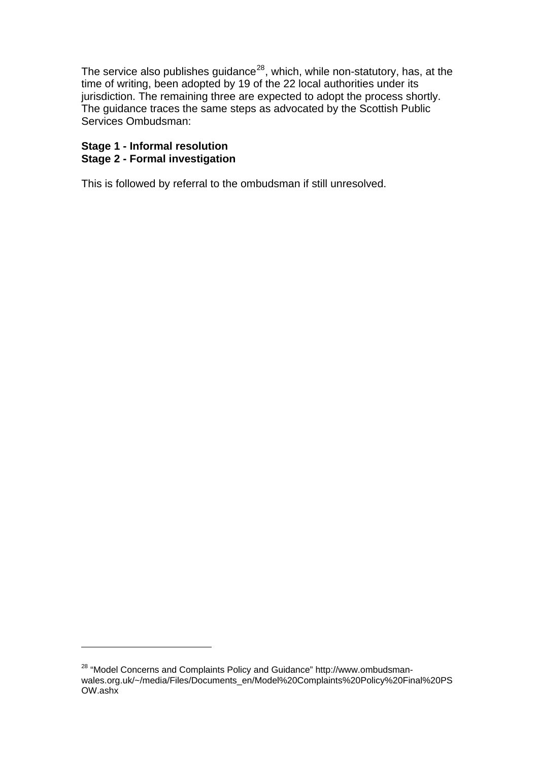The service also publishes guidance[28], which, while non-statutory, has, at the time of writing, been adopted by 19 of the 22 local authorities under its jurisdiction. The remaining three are expected to adopt the process shortly. The guidance traces the same steps as advocated by the Scottish Public Services Ombudsman:

**Stage 1 - Informal resolution**
**Stage 2 - Formal investigation**

This is followed by referral to the ombudsman if still unresolved.

---

[28] "Model Concerns and Complaints Policy and Guidance" http://www.ombudsman-wales.org.uk/~/media/Files/Documents_en/Model%20Complaints%20Policy%20Final%20PSOW.ashx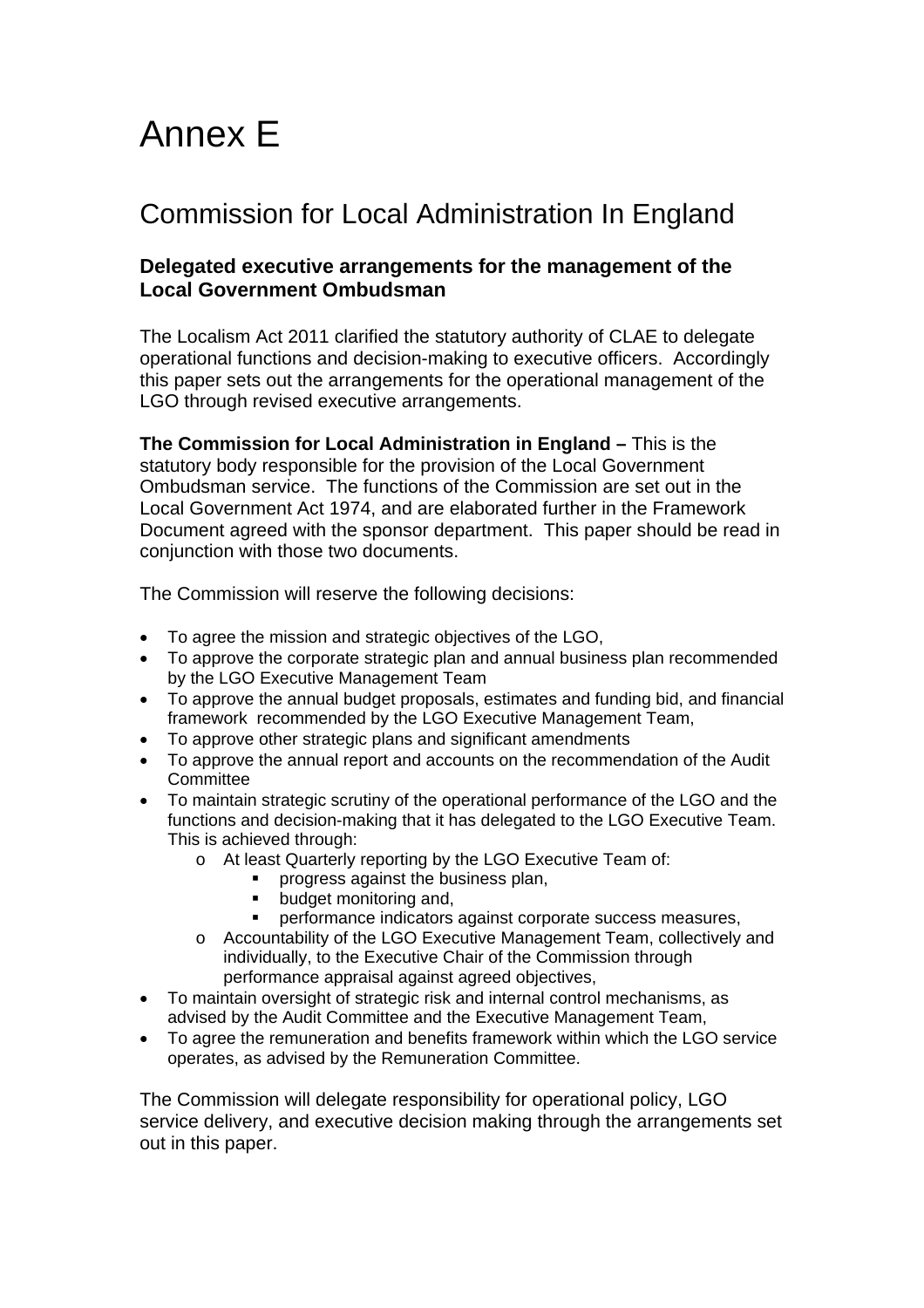# Annex E

## Commission for Local Administration In England

### Delegated executive arrangements for the management of the Local Government Ombudsman

The Localism Act 2011 clarified the statutory authority of CLAE to delegate operational functions and decision-making to executive officers. Accordingly this paper sets out the arrangements for the operational management of the LGO through revised executive arrangements.

**The Commission for Local Administration in England –** This is the statutory body responsible for the provision of the Local Government Ombudsman service. The functions of the Commission are set out in the Local Government Act 1974, and are elaborated further in the Framework Document agreed with the sponsor department. This paper should be read in conjunction with those two documents.

The Commission will reserve the following decisions:

- To agree the mission and strategic objectives of the LGO,
- To approve the corporate strategic plan and annual business plan recommended by the LGO Executive Management Team
- To approve the annual budget proposals, estimates and funding bid, and financial framework recommended by the LGO Executive Management Team,
- To approve other strategic plans and significant amendments
- To approve the annual report and accounts on the recommendation of the Audit Committee
- To maintain strategic scrutiny of the operational performance of the LGO and the functions and decision-making that it has delegated to the LGO Executive Team. This is achieved through:
  - At least Quarterly reporting by the LGO Executive Team of:
    - progress against the business plan,
    - budget monitoring and,
    - performance indicators against corporate success measures,
  - Accountability of the LGO Executive Management Team, collectively and individually, to the Executive Chair of the Commission through performance appraisal against agreed objectives,
- To maintain oversight of strategic risk and internal control mechanisms, as advised by the Audit Committee and the Executive Management Team,
- To agree the remuneration and benefits framework within which the LGO service operates, as advised by the Remuneration Committee.

The Commission will delegate responsibility for operational policy, LGO service delivery, and executive decision making through the arrangements set out in this paper.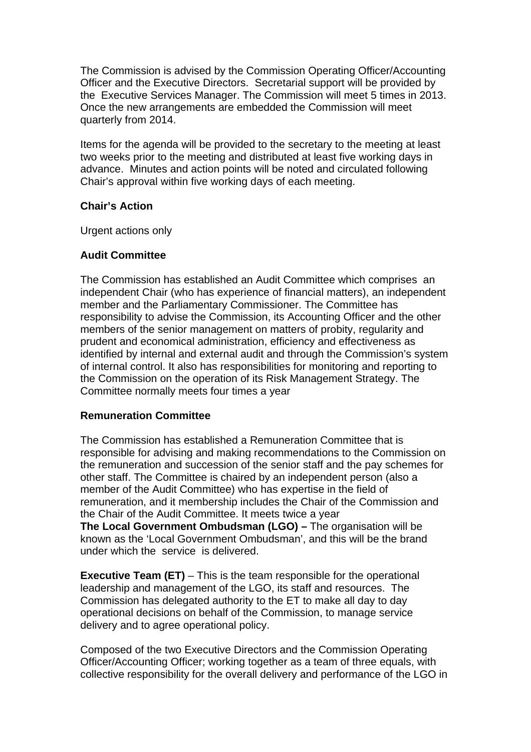The Commission is advised by the Commission Operating Officer/Accounting Officer and the Executive Directors. Secretarial support will be provided by the Executive Services Manager. The Commission will meet 5 times in 2013. Once the new arrangements are embedded the Commission will meet quarterly from 2014.

Items for the agenda will be provided to the secretary to the meeting at least two weeks prior to the meeting and distributed at least five working days in advance. Minutes and action points will be noted and circulated following Chair's approval within five working days of each meeting.

**Chair's Action**

Urgent actions only

**Audit Committee**

The Commission has established an Audit Committee which comprises an independent Chair (who has experience of financial matters), an independent member and the Parliamentary Commissioner. The Committee has responsibility to advise the Commission, its Accounting Officer and the other members of the senior management on matters of probity, regularity and prudent and economical administration, efficiency and effectiveness as identified by internal and external audit and through the Commission's system of internal control. It also has responsibilities for monitoring and reporting to the Commission on the operation of its Risk Management Strategy. The Committee normally meets four times a year

**Remuneration Committee**

The Commission has established a Remuneration Committee that is responsible for advising and making recommendations to the Commission on the remuneration and succession of the senior staff and the pay schemes for other staff. The Committee is chaired by an independent person (also a member of the Audit Committee) who has expertise in the field of remuneration, and it membership includes the Chair of the Commission and the Chair of the Audit Committee. It meets twice a year

**The Local Government Ombudsman (LGO) –** The organisation will be known as the 'Local Government Ombudsman', and this will be the brand under which the service is delivered.

**Executive Team (ET)** – This is the team responsible for the operational leadership and management of the LGO, its staff and resources. The Commission has delegated authority to the ET to make all day to day operational decisions on behalf of the Commission, to manage service delivery and to agree operational policy.

Composed of the two Executive Directors and the Commission Operating Officer/Accounting Officer; working together as a team of three equals, with collective responsibility for the overall delivery and performance of the LGO in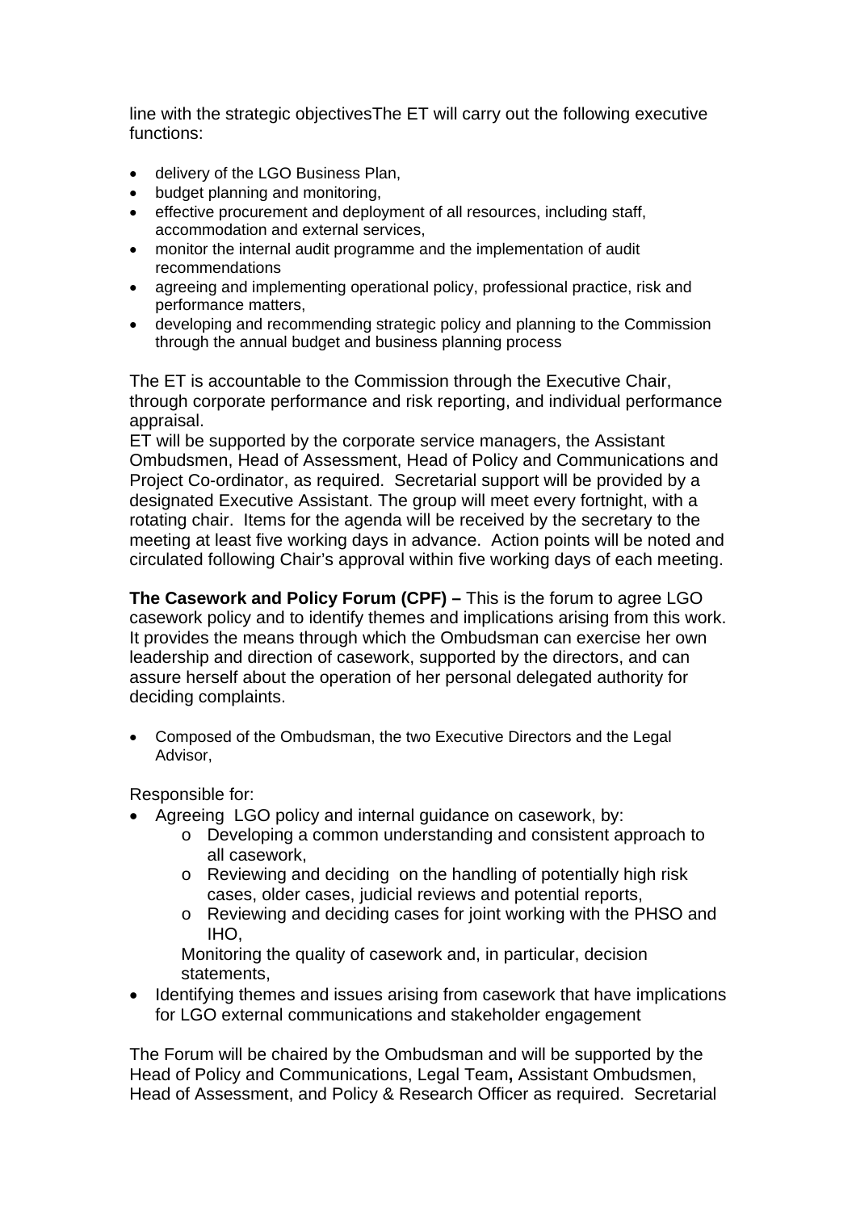line with the strategic objectivesThe ET will carry out the following executive functions:

- delivery of the LGO Business Plan,
- budget planning and monitoring,
- effective procurement and deployment of all resources, including staff, accommodation and external services,
- monitor the internal audit programme and the implementation of audit recommendations
- agreeing and implementing operational policy, professional practice, risk and performance matters,
- developing and recommending strategic policy and planning to the Commission through the annual budget and business planning process

The ET is accountable to the Commission through the Executive Chair, through corporate performance and risk reporting, and individual performance appraisal.
ET will be supported by the corporate service managers, the Assistant Ombudsmen, Head of Assessment, Head of Policy and Communications and Project Co-ordinator, as required. Secretarial support will be provided by a designated Executive Assistant. The group will meet every fortnight, with a rotating chair. Items for the agenda will be received by the secretary to the meeting at least five working days in advance. Action points will be noted and circulated following Chair's approval within five working days of each meeting.

**The Casework and Policy Forum (CPF) –** This is the forum to agree LGO casework policy and to identify themes and implications arising from this work. It provides the means through which the Ombudsman can exercise her own leadership and direction of casework, supported by the directors, and can assure herself about the operation of her personal delegated authority for deciding complaints.

- Composed of the Ombudsman, the two Executive Directors and the Legal Advisor,

Responsible for:

- Agreeing LGO policy and internal guidance on casework, by:
    - Developing a common understanding and consistent approach to all casework,
    - Reviewing and deciding on the handling of potentially high risk cases, older cases, judicial reviews and potential reports,
    - Reviewing and deciding cases for joint working with the PHSO and IHO,

    Monitoring the quality of casework and, in particular, decision statements,
- Identifying themes and issues arising from casework that have implications for LGO external communications and stakeholder engagement

The Forum will be chaired by the Ombudsman and will be supported by the Head of Policy and Communications, Legal Team**,** Assistant Ombudsmen, Head of Assessment, and Policy & Research Officer as required. Secretarial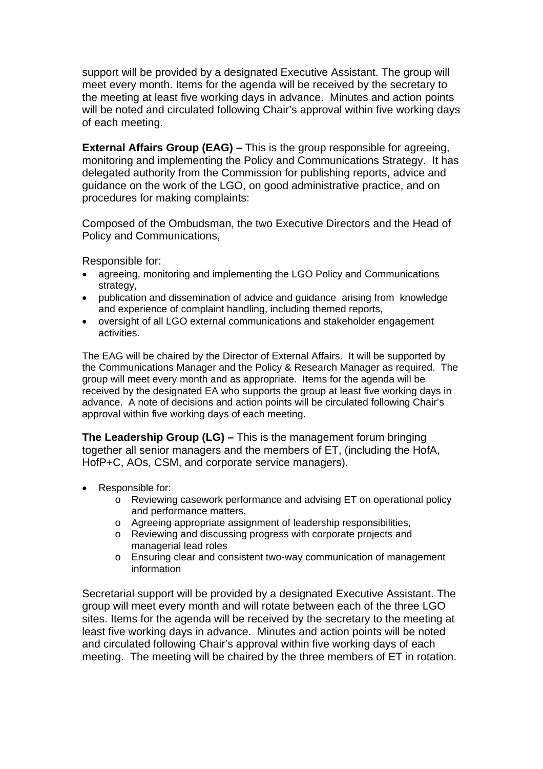support will be provided by a designated Executive Assistant. The group will meet every month. Items for the agenda will be received by the secretary to the meeting at least five working days in advance. Minutes and action points will be noted and circulated following Chair's approval within five working days of each meeting.

**External Affairs Group (EAG) –** This is the group responsible for agreeing, monitoring and implementing the Policy and Communications Strategy. It has delegated authority from the Commission for publishing reports, advice and guidance on the work of the LGO, on good administrative practice, and on procedures for making complaints:

Composed of the Ombudsman, the two Executive Directors and the Head of Policy and Communications,

Responsible for:

- agreeing, monitoring and implementing the LGO Policy and Communications strategy,
- publication and dissemination of advice and guidance arising from knowledge and experience of complaint handling, including themed reports,
- oversight of all LGO external communications and stakeholder engagement activities.

The EAG will be chaired by the Director of External Affairs. It will be supported by the Communications Manager and the Policy & Research Manager as required. The group will meet every month and as appropriate. Items for the agenda will be received by the designated EA who supports the group at least five working days in advance. A note of decisions and action points will be circulated following Chair's approval within five working days of each meeting.

**The Leadership Group (LG) –** This is the management forum bringing together all senior managers and the members of ET, (including the HofA, HofP+C, AOs, CSM, and corporate service managers).

- Responsible for:
  - Reviewing casework performance and advising ET on operational policy and performance matters,
  - Agreeing appropriate assignment of leadership responsibilities,
  - Reviewing and discussing progress with corporate projects and managerial lead roles
  - Ensuring clear and consistent two-way communication of management information

Secretarial support will be provided by a designated Executive Assistant. The group will meet every month and will rotate between each of the three LGO sites. Items for the agenda will be received by the secretary to the meeting at least five working days in advance. Minutes and action points will be noted and circulated following Chair's approval within five working days of each meeting. The meeting will be chaired by the three members of ET in rotation.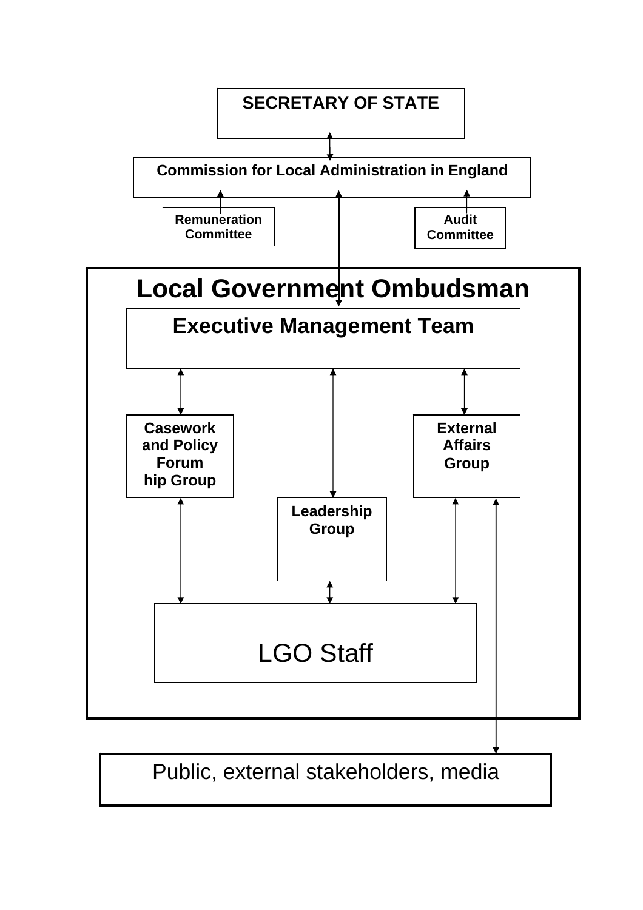SECRETARY OF STATE

Commission for Local Administration in England

Remuneration Committee

Audit Committee

Local Government Ombudsman

Executive Management Team

Casework and Policy Forum hip Group

External Affairs Group

Leadership Group

LGO Staff

Public, external stakeholders, media